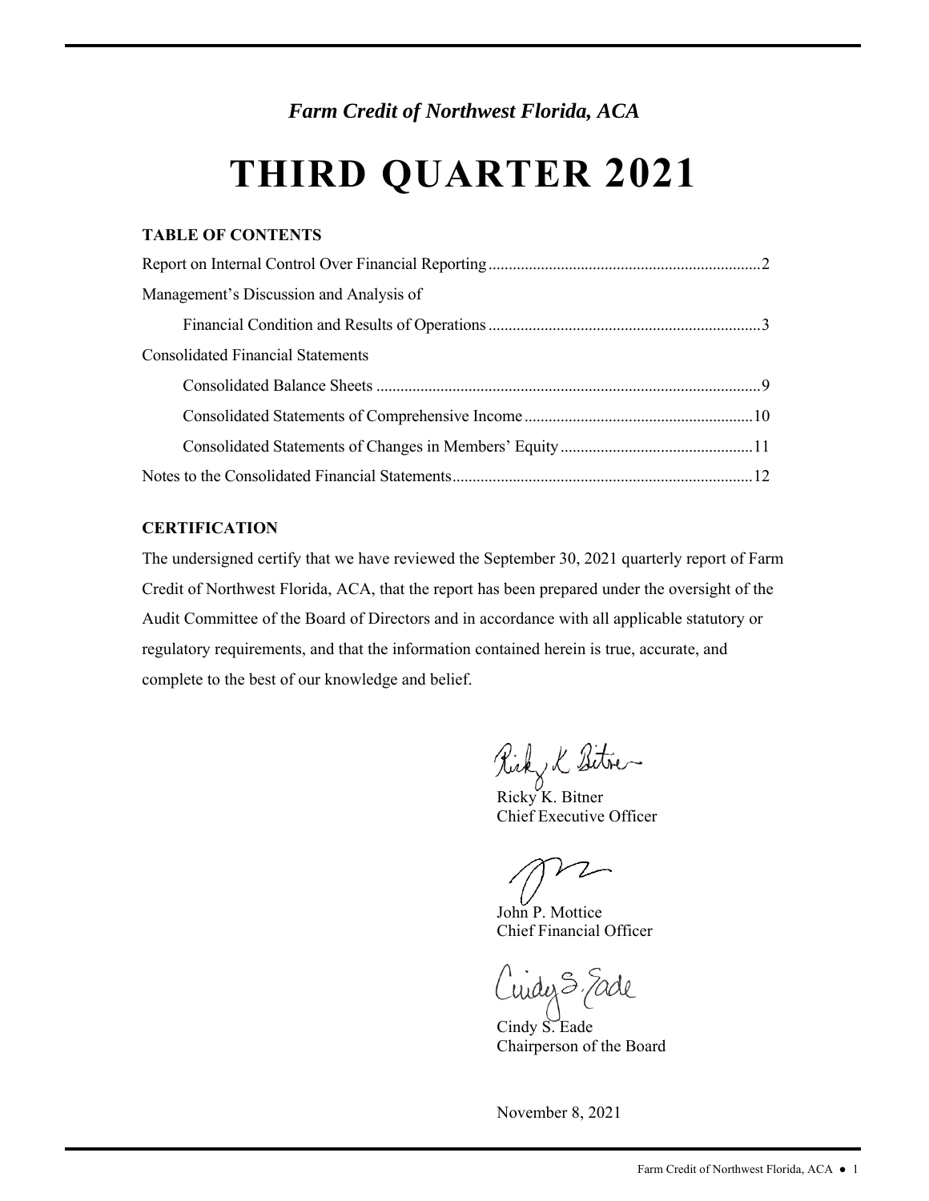*Farm Credit of Northwest Florida, ACA*

# THIRD QUARTER 2021

**TABLE OF CONTENTS**

Report on Internal Control Over Financial Reporting....................2

Management's Discussion and Analysis of

Financial Condition and Results of Operations....................3

Consolidated Financial Statements

Consolidated Balance Sheets....................9

Consolidated Statements of Comprehensive Income....................10

Consolidated Statements of Changes in Members' Equity....................11

Notes to the Consolidated Financial Statements....................12

**CERTIFICATION**

The undersigned certify that we have reviewed the September 30, 2021 quarterly report of Farm Credit of Northwest Florida, ACA, that the report has been prepared under the oversight of the Audit Committee of the Board of Directors and in accordance with all applicable statutory or regulatory requirements, and that the information contained herein is true, accurate, and complete to the best of our knowledge and belief.

Ricky K. Bitner
Chief Executive Officer

John P. Mottice
Chief Financial Officer

Cindy S. Eade
Chairperson of the Board

November 8, 2021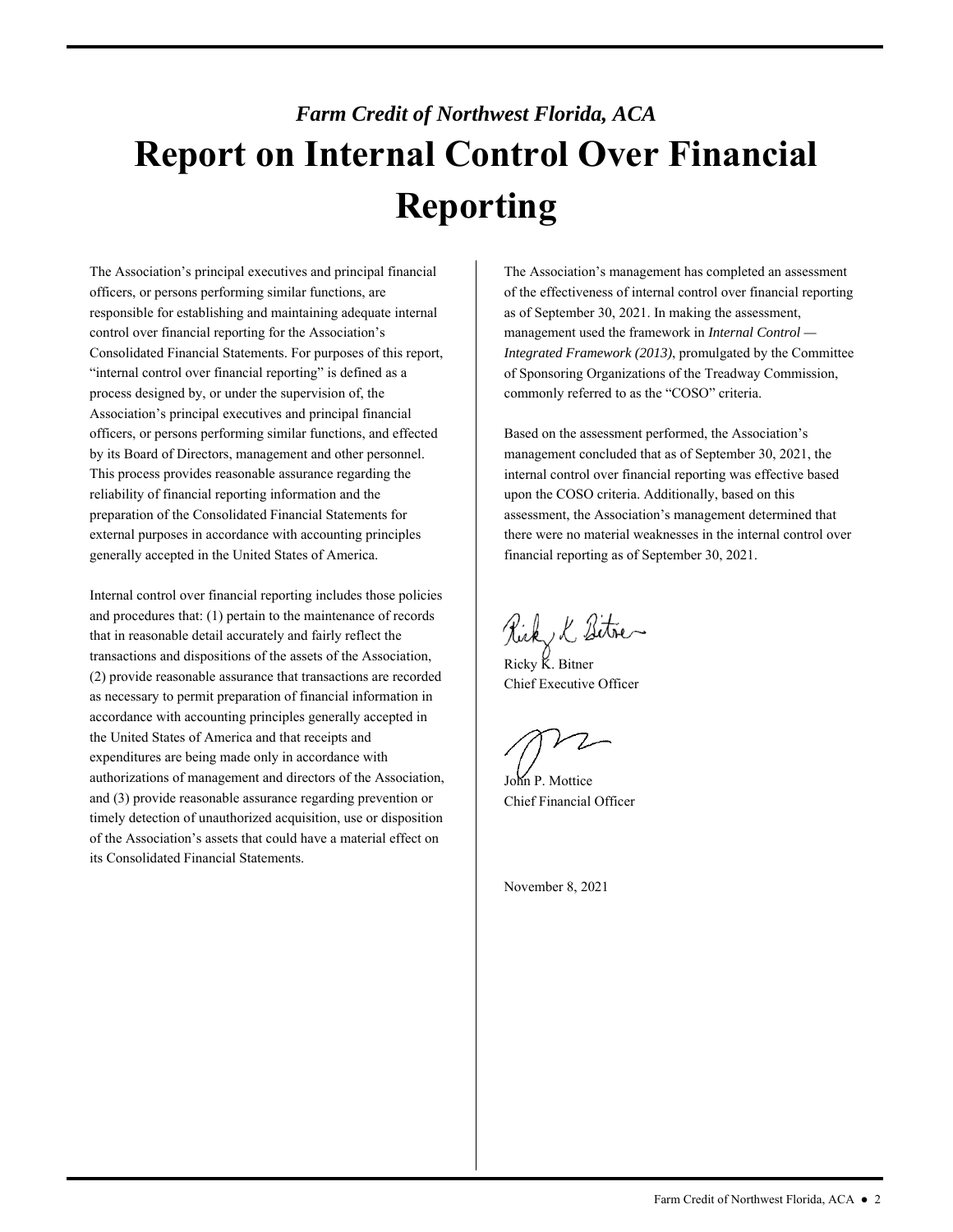*Farm Credit of Northwest Florida, ACA*

# Report on Internal Control Over Financial Reporting

The Association's principal executives and principal financial officers, or persons performing similar functions, are responsible for establishing and maintaining adequate internal control over financial reporting for the Association's Consolidated Financial Statements. For purposes of this report, "internal control over financial reporting" is defined as a process designed by, or under the supervision of, the Association's principal executives and principal financial officers, or persons performing similar functions, and effected by its Board of Directors, management and other personnel. This process provides reasonable assurance regarding the reliability of financial reporting information and the preparation of the Consolidated Financial Statements for external purposes in accordance with accounting principles generally accepted in the United States of America.

Internal control over financial reporting includes those policies and procedures that: (1) pertain to the maintenance of records that in reasonable detail accurately and fairly reflect the transactions and dispositions of the assets of the Association, (2) provide reasonable assurance that transactions are recorded as necessary to permit preparation of financial information in accordance with accounting principles generally accepted in the United States of America and that receipts and expenditures are being made only in accordance with authorizations of management and directors of the Association, and (3) provide reasonable assurance regarding prevention or timely detection of unauthorized acquisition, use or disposition of the Association's assets that could have a material effect on its Consolidated Financial Statements.

The Association's management has completed an assessment of the effectiveness of internal control over financial reporting as of September 30, 2021. In making the assessment, management used the framework in *Internal Control — Integrated Framework (2013)*, promulgated by the Committee of Sponsoring Organizations of the Treadway Commission, commonly referred to as the "COSO" criteria.

Based on the assessment performed, the Association's management concluded that as of September 30, 2021, the internal control over financial reporting was effective based upon the COSO criteria. Additionally, based on this assessment, the Association's management determined that there were no material weaknesses in the internal control over financial reporting as of September 30, 2021.

Ricky K. Bitner
Chief Executive Officer

John P. Mottice
Chief Financial Officer

November 8, 2021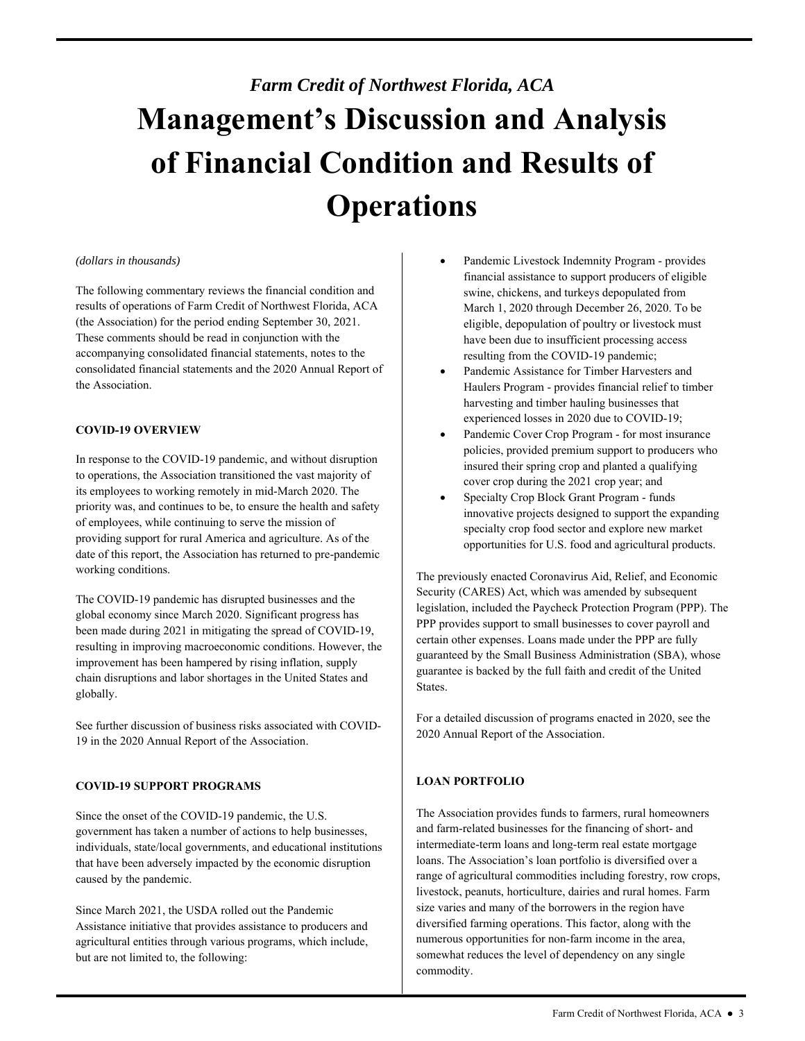*Farm Credit of Northwest Florida, ACA*

# Management's Discussion and Analysis of Financial Condition and Results of Operations

*(dollars in thousands)*

The following commentary reviews the financial condition and results of operations of Farm Credit of Northwest Florida, ACA (the Association) for the period ending September 30, 2021. These comments should be read in conjunction with the accompanying consolidated financial statements, notes to the consolidated financial statements and the 2020 Annual Report of the Association.

## COVID-19 OVERVIEW

In response to the COVID-19 pandemic, and without disruption to operations, the Association transitioned the vast majority of its employees to working remotely in mid-March 2020. The priority was, and continues to be, to ensure the health and safety of employees, while continuing to serve the mission of providing support for rural America and agriculture. As of the date of this report, the Association has returned to pre-pandemic working conditions.

The COVID-19 pandemic has disrupted businesses and the global economy since March 2020. Significant progress has been made during 2021 in mitigating the spread of COVID-19, resulting in improving macroeconomic conditions. However, the improvement has been hampered by rising inflation, supply chain disruptions and labor shortages in the United States and globally.

See further discussion of business risks associated with COVID-19 in the 2020 Annual Report of the Association.

## COVID-19 SUPPORT PROGRAMS

Since the onset of the COVID-19 pandemic, the U.S. government has taken a number of actions to help businesses, individuals, state/local governments, and educational institutions that have been adversely impacted by the economic disruption caused by the pandemic.

Since March 2021, the USDA rolled out the Pandemic Assistance initiative that provides assistance to producers and agricultural entities through various programs, which include, but are not limited to, the following:

- Pandemic Livestock Indemnity Program - provides financial assistance to support producers of eligible swine, chickens, and turkeys depopulated from March 1, 2020 through December 26, 2020. To be eligible, depopulation of poultry or livestock must have been due to insufficient processing access resulting from the COVID-19 pandemic;
- Pandemic Assistance for Timber Harvesters and Haulers Program - provides financial relief to timber harvesting and timber hauling businesses that experienced losses in 2020 due to COVID-19;
- Pandemic Cover Crop Program - for most insurance policies, provided premium support to producers who insured their spring crop and planted a qualifying cover crop during the 2021 crop year; and
- Specialty Crop Block Grant Program - funds innovative projects designed to support the expanding specialty crop food sector and explore new market opportunities for U.S. food and agricultural products.

The previously enacted Coronavirus Aid, Relief, and Economic Security (CARES) Act, which was amended by subsequent legislation, included the Paycheck Protection Program (PPP). The PPP provides support to small businesses to cover payroll and certain other expenses. Loans made under the PPP are fully guaranteed by the Small Business Administration (SBA), whose guarantee is backed by the full faith and credit of the United States.

For a detailed discussion of programs enacted in 2020, see the 2020 Annual Report of the Association.

## LOAN PORTFOLIO

The Association provides funds to farmers, rural homeowners and farm-related businesses for the financing of short- and intermediate-term loans and long-term real estate mortgage loans. The Association's loan portfolio is diversified over a range of agricultural commodities including forestry, row crops, livestock, peanuts, horticulture, dairies and rural homes. Farm size varies and many of the borrowers in the region have diversified farming operations. This factor, along with the numerous opportunities for non-farm income in the area, somewhat reduces the level of dependency on any single commodity.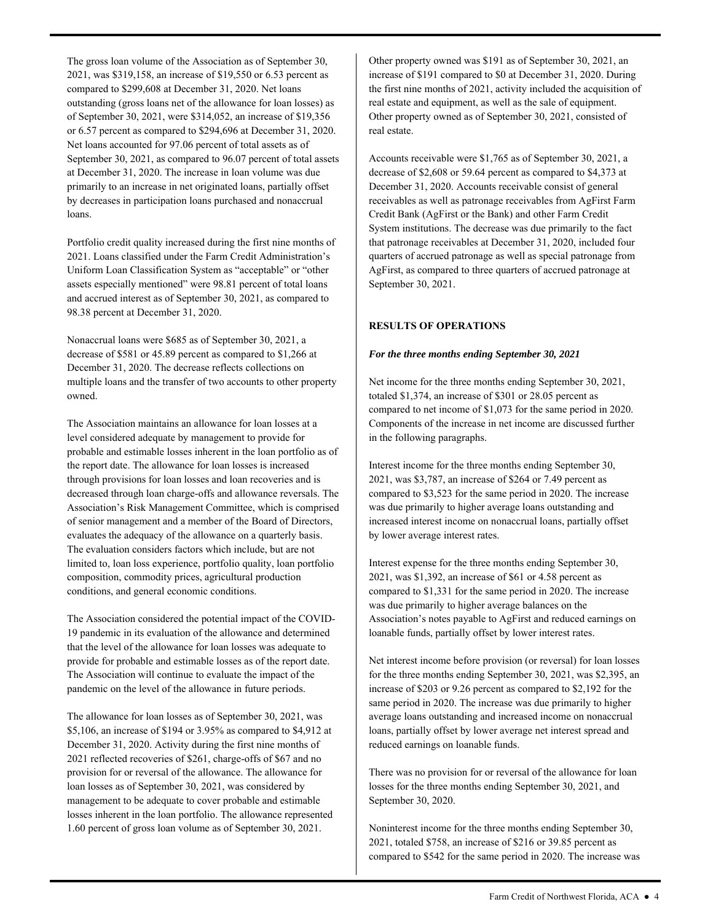The gross loan volume of the Association as of September 30, 2021, was $319,158, an increase of $19,550 or 6.53 percent as compared to $299,608 at December 31, 2020. Net loans outstanding (gross loans net of the allowance for loan losses) as of September 30, 2021, were $314,052, an increase of $19,356 or 6.57 percent as compared to $294,696 at December 31, 2020. Net loans accounted for 97.06 percent of total assets as of September 30, 2021, as compared to 96.07 percent of total assets at December 31, 2020. The increase in loan volume was due primarily to an increase in net originated loans, partially offset by decreases in participation loans purchased and nonaccrual loans.

Portfolio credit quality increased during the first nine months of 2021. Loans classified under the Farm Credit Administration's Uniform Loan Classification System as "acceptable" or "other assets especially mentioned" were 98.81 percent of total loans and accrued interest as of September 30, 2021, as compared to 98.38 percent at December 31, 2020.

Nonaccrual loans were $685 as of September 30, 2021, a decrease of $581 or 45.89 percent as compared to $1,266 at December 31, 2020. The decrease reflects collections on multiple loans and the transfer of two accounts to other property owned.

The Association maintains an allowance for loan losses at a level considered adequate by management to provide for probable and estimable losses inherent in the loan portfolio as of the report date. The allowance for loan losses is increased through provisions for loan losses and loan recoveries and is decreased through loan charge-offs and allowance reversals. The Association's Risk Management Committee, which is comprised of senior management and a member of the Board of Directors, evaluates the adequacy of the allowance on a quarterly basis. The evaluation considers factors which include, but are not limited to, loan loss experience, portfolio quality, loan portfolio composition, commodity prices, agricultural production conditions, and general economic conditions.

The Association considered the potential impact of the COVID-19 pandemic in its evaluation of the allowance and determined that the level of the allowance for loan losses was adequate to provide for probable and estimable losses as of the report date. The Association will continue to evaluate the impact of the pandemic on the level of the allowance in future periods.

The allowance for loan losses as of September 30, 2021, was $5,106, an increase of $194 or 3.95% as compared to $4,912 at December 31, 2020. Activity during the first nine months of 2021 reflected recoveries of $261, charge-offs of $67 and no provision for or reversal of the allowance. The allowance for loan losses as of September 30, 2021, was considered by management to be adequate to cover probable and estimable losses inherent in the loan portfolio. The allowance represented 1.60 percent of gross loan volume as of September 30, 2021.

Other property owned was $191 as of September 30, 2021, an increase of $191 compared to $0 at December 31, 2020. During the first nine months of 2021, activity included the acquisition of real estate and equipment, as well as the sale of equipment. Other property owned as of September 30, 2021, consisted of real estate.

Accounts receivable were $1,765 as of September 30, 2021, a decrease of $2,608 or 59.64 percent as compared to $4,373 at December 31, 2020. Accounts receivable consist of general receivables as well as patronage receivables from AgFirst Farm Credit Bank (AgFirst or the Bank) and other Farm Credit System institutions. The decrease was due primarily to the fact that patronage receivables at December 31, 2020, included four quarters of accrued patronage as well as special patronage from AgFirst, as compared to three quarters of accrued patronage at September 30, 2021.

**RESULTS OF OPERATIONS**

***For the three months ending September 30, 2021***

Net income for the three months ending September 30, 2021, totaled $1,374, an increase of $301 or 28.05 percent as compared to net income of $1,073 for the same period in 2020. Components of the increase in net income are discussed further in the following paragraphs.

Interest income for the three months ending September 30, 2021, was $3,787, an increase of $264 or 7.49 percent as compared to $3,523 for the same period in 2020. The increase was due primarily to higher average loans outstanding and increased interest income on nonaccrual loans, partially offset by lower average interest rates.

Interest expense for the three months ending September 30, 2021, was $1,392, an increase of $61 or 4.58 percent as compared to $1,331 for the same period in 2020. The increase was due primarily to higher average balances on the Association's notes payable to AgFirst and reduced earnings on loanable funds, partially offset by lower interest rates.

Net interest income before provision (or reversal) for loan losses for the three months ending September 30, 2021, was $2,395, an increase of $203 or 9.26 percent as compared to $2,192 for the same period in 2020. The increase was due primarily to higher average loans outstanding and increased income on nonaccrual loans, partially offset by lower average net interest spread and reduced earnings on loanable funds.

There was no provision for or reversal of the allowance for loan losses for the three months ending September 30, 2021, and September 30, 2020.

Noninterest income for the three months ending September 30, 2021, totaled $758, an increase of $216 or 39.85 percent as compared to $542 for the same period in 2020. The increase was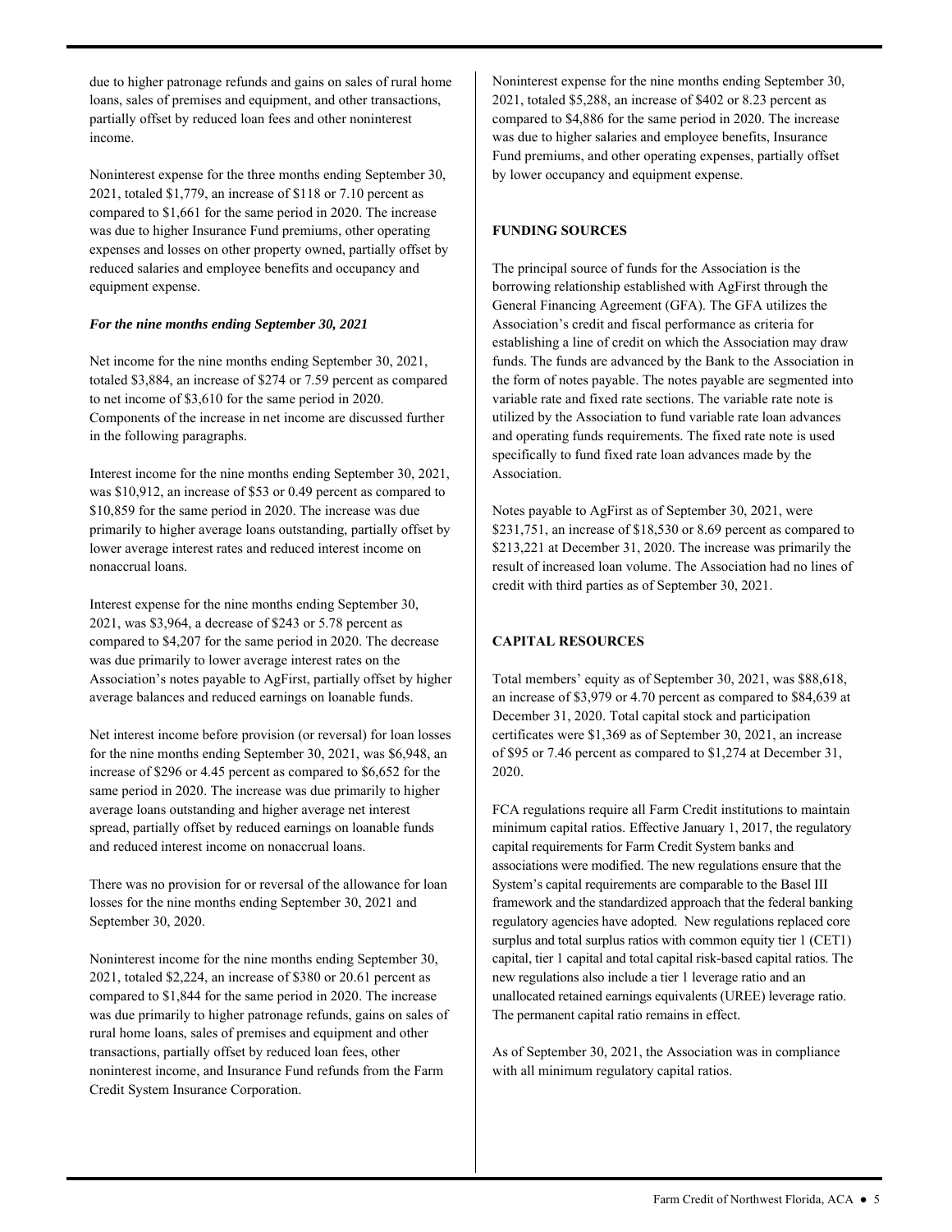due to higher patronage refunds and gains on sales of rural home loans, sales of premises and equipment, and other transactions, partially offset by reduced loan fees and other noninterest income.

Noninterest expense for the three months ending September 30, 2021, totaled $1,779, an increase of $118 or 7.10 percent as compared to $1,661 for the same period in 2020. The increase was due to higher Insurance Fund premiums, other operating expenses and losses on other property owned, partially offset by reduced salaries and employee benefits and occupancy and equipment expense.

***For the nine months ending September 30, 2021***

Net income for the nine months ending September 30, 2021, totaled $3,884, an increase of $274 or 7.59 percent as compared to net income of $3,610 for the same period in 2020. Components of the increase in net income are discussed further in the following paragraphs.

Interest income for the nine months ending September 30, 2021, was $10,912, an increase of $53 or 0.49 percent as compared to $10,859 for the same period in 2020. The increase was due primarily to higher average loans outstanding, partially offset by lower average interest rates and reduced interest income on nonaccrual loans.

Interest expense for the nine months ending September 30, 2021, was $3,964, a decrease of $243 or 5.78 percent as compared to $4,207 for the same period in 2020. The decrease was due primarily to lower average interest rates on the Association's notes payable to AgFirst, partially offset by higher average balances and reduced earnings on loanable funds.

Net interest income before provision (or reversal) for loan losses for the nine months ending September 30, 2021, was $6,948, an increase of $296 or 4.45 percent as compared to $6,652 for the same period in 2020. The increase was due primarily to higher average loans outstanding and higher average net interest spread, partially offset by reduced earnings on loanable funds and reduced interest income on nonaccrual loans.

There was no provision for or reversal of the allowance for loan losses for the nine months ending September 30, 2021 and September 30, 2020.

Noninterest income for the nine months ending September 30, 2021, totaled $2,224, an increase of $380 or 20.61 percent as compared to $1,844 for the same period in 2020. The increase was due primarily to higher patronage refunds, gains on sales of rural home loans, sales of premises and equipment and other transactions, partially offset by reduced loan fees, other noninterest income, and Insurance Fund refunds from the Farm Credit System Insurance Corporation.

Noninterest expense for the nine months ending September 30, 2021, totaled $5,288, an increase of $402 or 8.23 percent as compared to $4,886 for the same period in 2020. The increase was due to higher salaries and employee benefits, Insurance Fund premiums, and other operating expenses, partially offset by lower occupancy and equipment expense.

**FUNDING SOURCES**

The principal source of funds for the Association is the borrowing relationship established with AgFirst through the General Financing Agreement (GFA). The GFA utilizes the Association's credit and fiscal performance as criteria for establishing a line of credit on which the Association may draw funds. The funds are advanced by the Bank to the Association in the form of notes payable. The notes payable are segmented into variable rate and fixed rate sections. The variable rate note is utilized by the Association to fund variable rate loan advances and operating funds requirements. The fixed rate note is used specifically to fund fixed rate loan advances made by the Association.

Notes payable to AgFirst as of September 30, 2021, were $231,751, an increase of $18,530 or 8.69 percent as compared to $213,221 at December 31, 2020. The increase was primarily the result of increased loan volume. The Association had no lines of credit with third parties as of September 30, 2021.

**CAPITAL RESOURCES**

Total members' equity as of September 30, 2021, was $88,618, an increase of $3,979 or 4.70 percent as compared to $84,639 at December 31, 2020. Total capital stock and participation certificates were $1,369 as of September 30, 2021, an increase of $95 or 7.46 percent as compared to $1,274 at December 31, 2020.

FCA regulations require all Farm Credit institutions to maintain minimum capital ratios. Effective January 1, 2017, the regulatory capital requirements for Farm Credit System banks and associations were modified. The new regulations ensure that the System's capital requirements are comparable to the Basel III framework and the standardized approach that the federal banking regulatory agencies have adopted. New regulations replaced core surplus and total surplus ratios with common equity tier 1 (CET1) capital, tier 1 capital and total capital risk-based capital ratios. The new regulations also include a tier 1 leverage ratio and an unallocated retained earnings equivalents (UREE) leverage ratio. The permanent capital ratio remains in effect.

As of September 30, 2021, the Association was in compliance with all minimum regulatory capital ratios.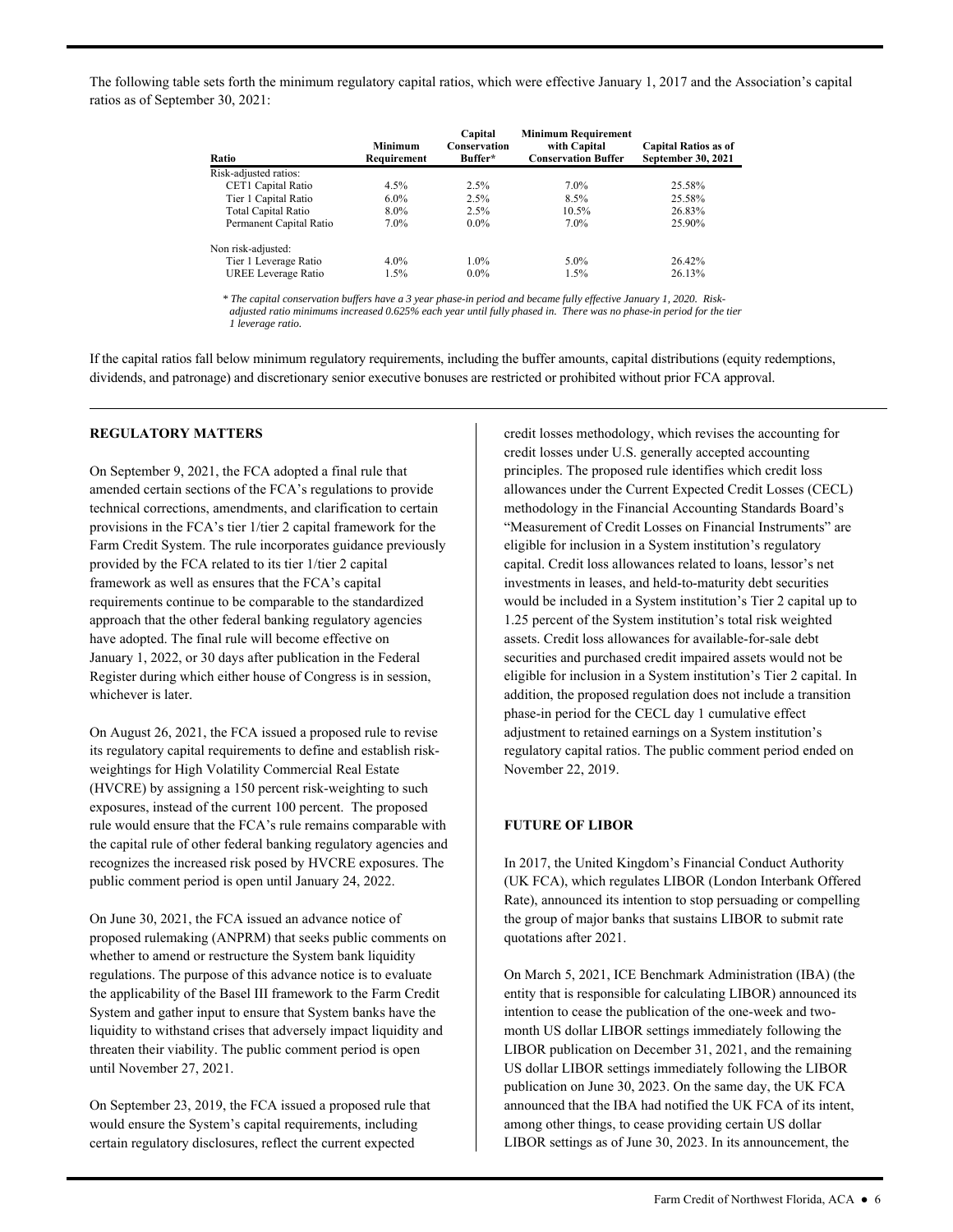The following table sets forth the minimum regulatory capital ratios, which were effective January 1, 2017 and the Association's capital ratios as of September 30, 2021:

| Ratio | Minimum Requirement | Capital Conservation Buffer* | Minimum Requirement with Capital Conservation Buffer | Capital Ratios as of September 30, 2021 |
|---|---|---|---|---|
| Risk-adjusted ratios: | | | | |
| CET1 Capital Ratio | 4.5% | 2.5% | 7.0% | 25.58% |
| Tier 1 Capital Ratio | 6.0% | 2.5% | 8.5% | 25.58% |
| Total Capital Ratio | 8.0% | 2.5% | 10.5% | 26.83% |
| Permanent Capital Ratio | 7.0% | 0.0% | 7.0% | 25.90% |
| Non risk-adjusted: | | | | |
| Tier 1 Leverage Ratio | 4.0% | 1.0% | 5.0% | 26.42% |
| UREE Leverage Ratio | 1.5% | 0.0% | 1.5% | 26.13% |

*\* The capital conservation buffers have a 3 year phase-in period and became fully effective January 1, 2020. Risk-adjusted ratio minimums increased 0.625% each year until fully phased in. There was no phase-in period for the tier 1 leverage ratio.*

If the capital ratios fall below minimum regulatory requirements, including the buffer amounts, capital distributions (equity redemptions, dividends, and patronage) and discretionary senior executive bonuses are restricted or prohibited without prior FCA approval.

## REGULATORY MATTERS

On September 9, 2021, the FCA adopted a final rule that amended certain sections of the FCA's regulations to provide technical corrections, amendments, and clarification to certain provisions in the FCA's tier 1/tier 2 capital framework for the Farm Credit System. The rule incorporates guidance previously provided by the FCA related to its tier 1/tier 2 capital framework as well as ensures that the FCA's capital requirements continue to be comparable to the standardized approach that the other federal banking regulatory agencies have adopted. The final rule will become effective on January 1, 2022, or 30 days after publication in the Federal Register during which either house of Congress is in session, whichever is later.

On August 26, 2021, the FCA issued a proposed rule to revise its regulatory capital requirements to define and establish risk-weightings for High Volatility Commercial Real Estate (HVCRE) by assigning a 150 percent risk-weighting to such exposures, instead of the current 100 percent. The proposed rule would ensure that the FCA's rule remains comparable with the capital rule of other federal banking regulatory agencies and recognizes the increased risk posed by HVCRE exposures. The public comment period is open until January 24, 2022.

On June 30, 2021, the FCA issued an advance notice of proposed rulemaking (ANPRM) that seeks public comments on whether to amend or restructure the System bank liquidity regulations. The purpose of this advance notice is to evaluate the applicability of the Basel III framework to the Farm Credit System and gather input to ensure that System banks have the liquidity to withstand crises that adversely impact liquidity and threaten their viability. The public comment period is open until November 27, 2021.

On September 23, 2019, the FCA issued a proposed rule that would ensure the System's capital requirements, including certain regulatory disclosures, reflect the current expected credit losses methodology, which revises the accounting for credit losses under U.S. generally accepted accounting principles. The proposed rule identifies which credit loss allowances under the Current Expected Credit Losses (CECL) methodology in the Financial Accounting Standards Board's "Measurement of Credit Losses on Financial Instruments" are eligible for inclusion in a System institution's regulatory capital. Credit loss allowances related to loans, lessor's net investments in leases, and held-to-maturity debt securities would be included in a System institution's Tier 2 capital up to 1.25 percent of the System institution's total risk weighted assets. Credit loss allowances for available-for-sale debt securities and purchased credit impaired assets would not be eligible for inclusion in a System institution's Tier 2 capital. In addition, the proposed regulation does not include a transition phase-in period for the CECL day 1 cumulative effect adjustment to retained earnings on a System institution's regulatory capital ratios. The public comment period ended on November 22, 2019.

## FUTURE OF LIBOR

In 2017, the United Kingdom's Financial Conduct Authority (UK FCA), which regulates LIBOR (London Interbank Offered Rate), announced its intention to stop persuading or compelling the group of major banks that sustains LIBOR to submit rate quotations after 2021.

On March 5, 2021, ICE Benchmark Administration (IBA) (the entity that is responsible for calculating LIBOR) announced its intention to cease the publication of the one-week and two-month US dollar LIBOR settings immediately following the LIBOR publication on December 31, 2021, and the remaining US dollar LIBOR settings immediately following the LIBOR publication on June 30, 2023. On the same day, the UK FCA announced that the IBA had notified the UK FCA of its intent, among other things, to cease providing certain US dollar LIBOR settings as of June 30, 2023. In its announcement, the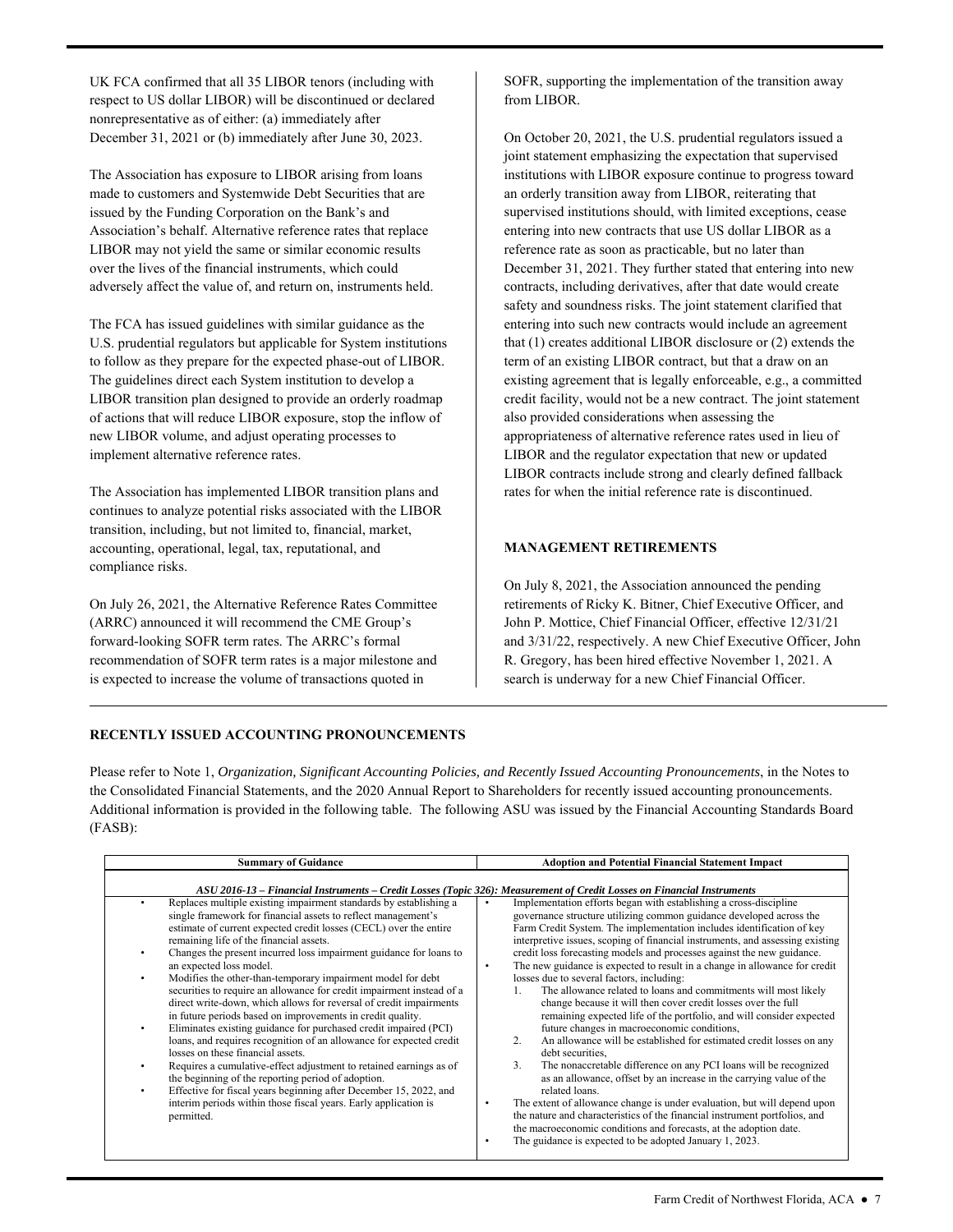UK FCA confirmed that all 35 LIBOR tenors (including with respect to US dollar LIBOR) will be discontinued or declared nonrepresentative as of either: (a) immediately after December 31, 2021 or (b) immediately after June 30, 2023.

The Association has exposure to LIBOR arising from loans made to customers and Systemwide Debt Securities that are issued by the Funding Corporation on the Bank's and Association's behalf. Alternative reference rates that replace LIBOR may not yield the same or similar economic results over the lives of the financial instruments, which could adversely affect the value of, and return on, instruments held.

The FCA has issued guidelines with similar guidance as the U.S. prudential regulators but applicable for System institutions to follow as they prepare for the expected phase-out of LIBOR. The guidelines direct each System institution to develop a LIBOR transition plan designed to provide an orderly roadmap of actions that will reduce LIBOR exposure, stop the inflow of new LIBOR volume, and adjust operating processes to implement alternative reference rates.

The Association has implemented LIBOR transition plans and continues to analyze potential risks associated with the LIBOR transition, including, but not limited to, financial, market, accounting, operational, legal, tax, reputational, and compliance risks.

On July 26, 2021, the Alternative Reference Rates Committee (ARRC) announced it will recommend the CME Group's forward-looking SOFR term rates. The ARRC's formal recommendation of SOFR term rates is a major milestone and is expected to increase the volume of transactions quoted in SOFR, supporting the implementation of the transition away from LIBOR.

On October 20, 2021, the U.S. prudential regulators issued a joint statement emphasizing the expectation that supervised institutions with LIBOR exposure continue to progress toward an orderly transition away from LIBOR, reiterating that supervised institutions should, with limited exceptions, cease entering into new contracts that use US dollar LIBOR as a reference rate as soon as practicable, but no later than December 31, 2021. They further stated that entering into new contracts, including derivatives, after that date would create safety and soundness risks. The joint statement clarified that entering into such new contracts would include an agreement that (1) creates additional LIBOR disclosure or (2) extends the term of an existing LIBOR contract, but that a draw on an existing agreement that is legally enforceable, e.g., a committed credit facility, would not be a new contract. The joint statement also provided considerations when assessing the appropriateness of alternative reference rates used in lieu of LIBOR and the regulator expectation that new or updated LIBOR contracts include strong and clearly defined fallback rates for when the initial reference rate is discontinued.

## MANAGEMENT RETIREMENTS

On July 8, 2021, the Association announced the pending retirements of Ricky K. Bitner, Chief Executive Officer, and John P. Mottice, Chief Financial Officer, effective 12/31/21 and 3/31/22, respectively. A new Chief Executive Officer, John R. Gregory, has been hired effective November 1, 2021. A search is underway for a new Chief Financial Officer.

## RECENTLY ISSUED ACCOUNTING PRONOUNCEMENTS

Please refer to Note 1, *Organization, Significant Accounting Policies, and Recently Issued Accounting Pronouncements*, in the Notes to the Consolidated Financial Statements, and the 2020 Annual Report to Shareholders for recently issued accounting pronouncements. Additional information is provided in the following table. The following ASU was issued by the Financial Accounting Standards Board (FASB):

| Summary of Guidance | Adoption and Potential Financial Statement Impact |
|---|---|
| *ASU 2016-13 – Financial Instruments – Credit Losses (Topic 326): Measurement of Credit Losses on Financial Instruments* | |
| • Replaces multiple existing impairment standards by establishing a single framework for financial assets to reflect management's estimate of current expected credit losses (CECL) over the entire remaining life of the financial assets.<br>• Changes the present incurred loss impairment guidance for loans to an expected loss model.<br>• Modifies the other-than-temporary impairment model for debt securities to require an allowance for credit impairment instead of a direct write-down, which allows for reversal of credit impairments in future periods based on improvements in credit quality.<br>• Eliminates existing guidance for purchased credit impaired (PCI) loans, and requires recognition of an allowance for expected credit losses on these financial assets.<br>• Requires a cumulative-effect adjustment to retained earnings as of the beginning of the reporting period of adoption.<br>• Effective for fiscal years beginning after December 15, 2022, and interim periods within those fiscal years. Early application is permitted. | • Implementation efforts began with establishing a cross-discipline governance structure utilizing common guidance developed across the Farm Credit System. The implementation includes identification of key interpretive issues, scoping of financial instruments, and assessing existing credit loss forecasting models and processes against the new guidance.<br>• The new guidance is expected to result in a change in allowance for credit losses due to several factors, including:<br>1. The allowance related to loans and commitments will most likely change because it will then cover credit losses over the full remaining expected life of the portfolio, and will consider expected future changes in macroeconomic conditions,<br>2. An allowance will be established for estimated credit losses on any debt securities,<br>3. The nonaccretable difference on any PCI loans will be recognized as an allowance, offset by an increase in the carrying value of the related loans.<br>• The extent of allowance change is under evaluation, but will depend upon the nature and characteristics of the financial instrument portfolios, and the macroeconomic conditions and forecasts, at the adoption date.<br>• The guidance is expected to be adopted January 1, 2023. |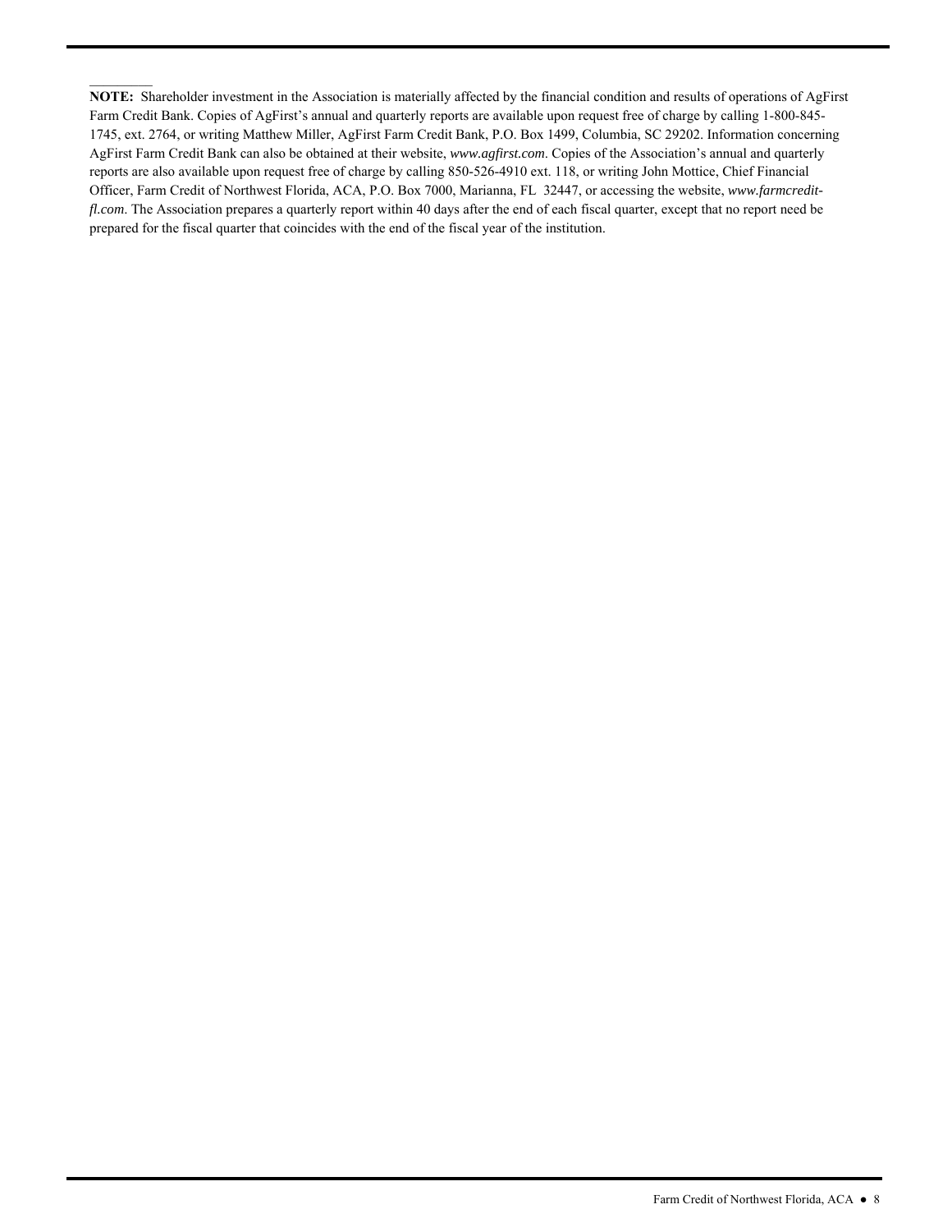**NOTE:** Shareholder investment in the Association is materially affected by the financial condition and results of operations of AgFirst Farm Credit Bank. Copies of AgFirst's annual and quarterly reports are available upon request free of charge by calling 1-800-845-1745, ext. 2764, or writing Matthew Miller, AgFirst Farm Credit Bank, P.O. Box 1499, Columbia, SC 29202. Information concerning AgFirst Farm Credit Bank can also be obtained at their website, *www.agfirst.com*. Copies of the Association's annual and quarterly reports are also available upon request free of charge by calling 850-526-4910 ext. 118, or writing John Mottice, Chief Financial Officer, Farm Credit of Northwest Florida, ACA, P.O. Box 7000, Marianna, FL 32447, or accessing the website, *www.farmcredit-fl.com*. The Association prepares a quarterly report within 40 days after the end of each fiscal quarter, except that no report need be prepared for the fiscal quarter that coincides with the end of the fiscal year of the institution.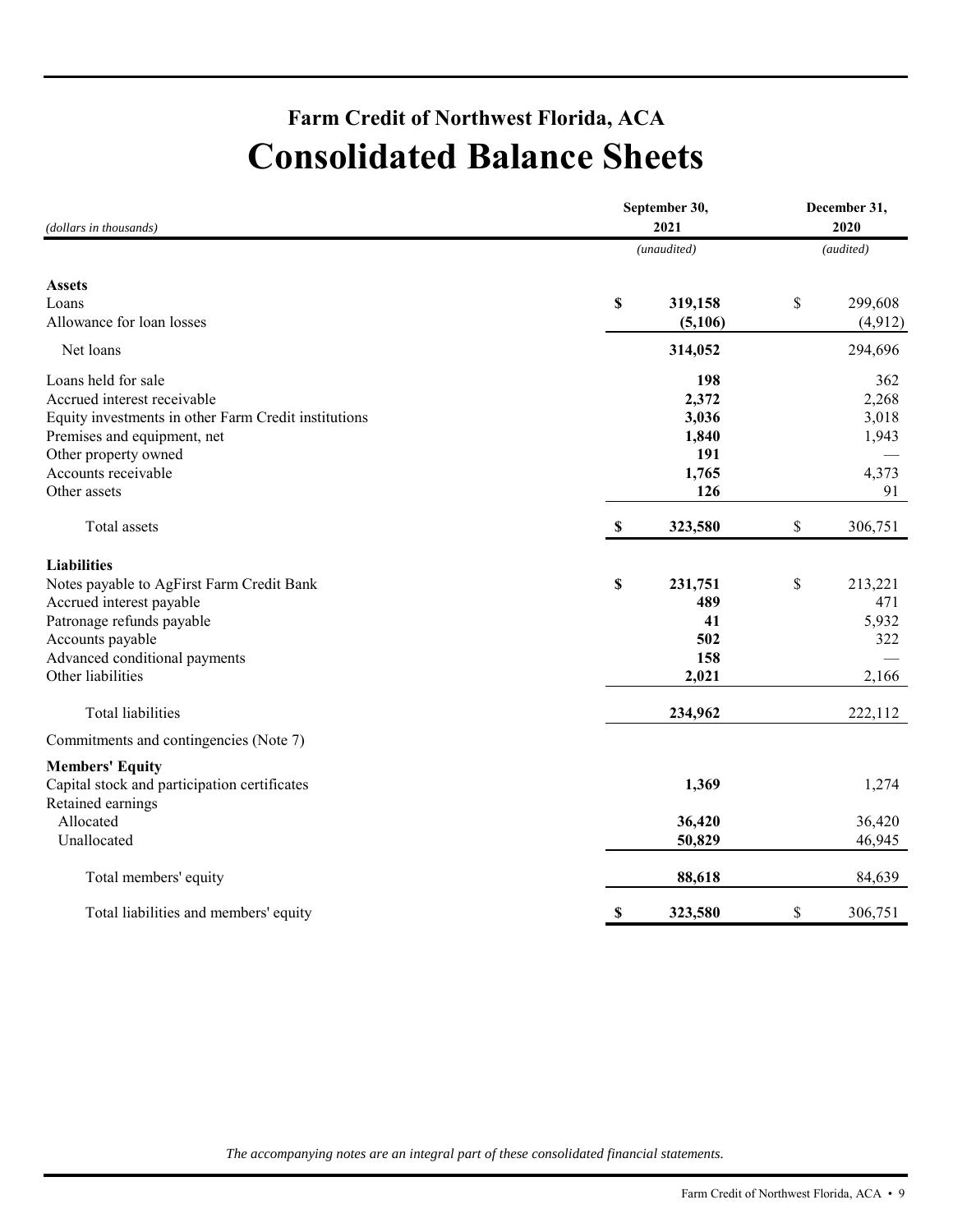# Farm Credit of Northwest Florida, ACA

# Consolidated Balance Sheets

| *(dollars in thousands)* | September 30, 2021 | December 31, 2020 |
|---|---|---|
| | *(unaudited)* | *(audited)* |
| **Assets** | | |
| Loans | **$ 319,158** | $ 299,608 |
| Allowance for loan losses | **(5,106)** | (4,912) |
| Net loans | **314,052** | 294,696 |
| Loans held for sale | **198** | 362 |
| Accrued interest receivable | **2,372** | 2,268 |
| Equity investments in other Farm Credit institutions | **3,036** | 3,018 |
| Premises and equipment, net | **1,840** | 1,943 |
| Other property owned | **191** | — |
| Accounts receivable | **1,765** | 4,373 |
| Other assets | **126** | 91 |
| Total assets | **$ 323,580** | $ 306,751 |
| **Liabilities** | | |
| Notes payable to AgFirst Farm Credit Bank | **$ 231,751** | $ 213,221 |
| Accrued interest payable | **489** | 471 |
| Patronage refunds payable | **41** | 5,932 |
| Accounts payable | **502** | 322 |
| Advanced conditional payments | **158** | — |
| Other liabilities | **2,021** | 2,166 |
| Total liabilities | **234,962** | 222,112 |
| Commitments and contingencies (Note 7) | | |
| **Members' Equity** | | |
| Capital stock and participation certificates | **1,369** | 1,274 |
| Retained earnings | | |
| Allocated | **36,420** | 36,420 |
| Unallocated | **50,829** | 46,945 |
| Total members' equity | **88,618** | 84,639 |
| Total liabilities and members' equity | **$ 323,580** | $ 306,751 |

*The accompanying notes are an integral part of these consolidated financial statements.*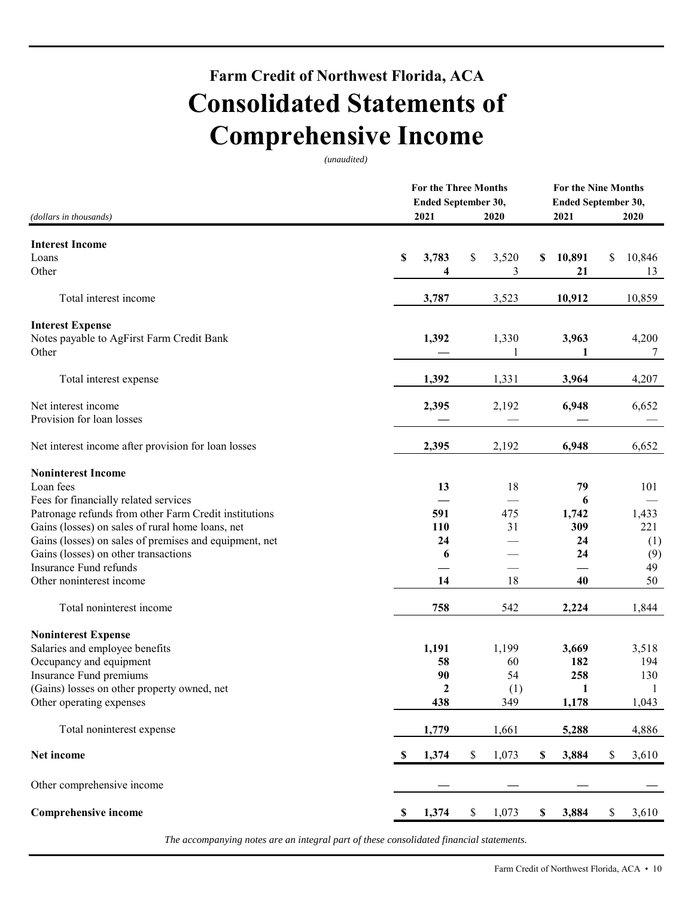# Farm Credit of Northwest Florida, ACA

# Consolidated Statements of Comprehensive Income

*(unaudited)*

| *(dollars in thousands)* | For the Three Months Ended September 30, 2021 | For the Three Months Ended September 30, 2020 | For the Nine Months Ended September 30, 2021 | For the Nine Months Ended September 30, 2020 |
|---|---|---|---|---|
| **Interest Income** | | | | |
| Loans | **$ 3,783** | $ 3,520 | **$ 10,891** | $ 10,846 |
| Other | **4** | 3 | **21** | 13 |
| Total interest income | **3,787** | 3,523 | **10,912** | 10,859 |
| **Interest Expense** | | | | |
| Notes payable to AgFirst Farm Credit Bank | **1,392** | 1,330 | **3,963** | 4,200 |
| Other | **—** | 1 | **1** | 7 |
| Total interest expense | **1,392** | 1,331 | **3,964** | 4,207 |
| Net interest income | **2,395** | 2,192 | **6,948** | 6,652 |
| Provision for loan losses | **—** | — | **—** | — |
| Net interest income after provision for loan losses | **2,395** | 2,192 | **6,948** | 6,652 |
| **Noninterest Income** | | | | |
| Loan fees | **13** | 18 | **79** | 101 |
| Fees for financially related services | **—** | — | **6** | — |
| Patronage refunds from other Farm Credit institutions | **591** | 475 | **1,742** | 1,433 |
| Gains (losses) on sales of rural home loans, net | **110** | 31 | **309** | 221 |
| Gains (losses) on sales of premises and equipment, net | **24** | — | **24** | (1) |
| Gains (losses) on other transactions | **6** | — | **24** | (9) |
| Insurance Fund refunds | **—** | — | **—** | 49 |
| Other noninterest income | **14** | 18 | **40** | 50 |
| Total noninterest income | **758** | 542 | **2,224** | 1,844 |
| **Noninterest Expense** | | | | |
| Salaries and employee benefits | **1,191** | 1,199 | **3,669** | 3,518 |
| Occupancy and equipment | **58** | 60 | **182** | 194 |
| Insurance Fund premiums | **90** | 54 | **258** | 130 |
| (Gains) losses on other property owned, net | **2** | (1) | **1** | 1 |
| Other operating expenses | **438** | 349 | **1,178** | 1,043 |
| Total noninterest expense | **1,779** | 1,661 | **5,288** | 4,886 |
| **Net income** | **$ 1,374** | $ 1,073 | **$ 3,884** | $ 3,610 |
| Other comprehensive income | **—** | — | **—** | — |
| **Comprehensive income** | **$ 1,374** | $ 1,073 | **$ 3,884** | $ 3,610 |

*The accompanying notes are an integral part of these consolidated financial statements.*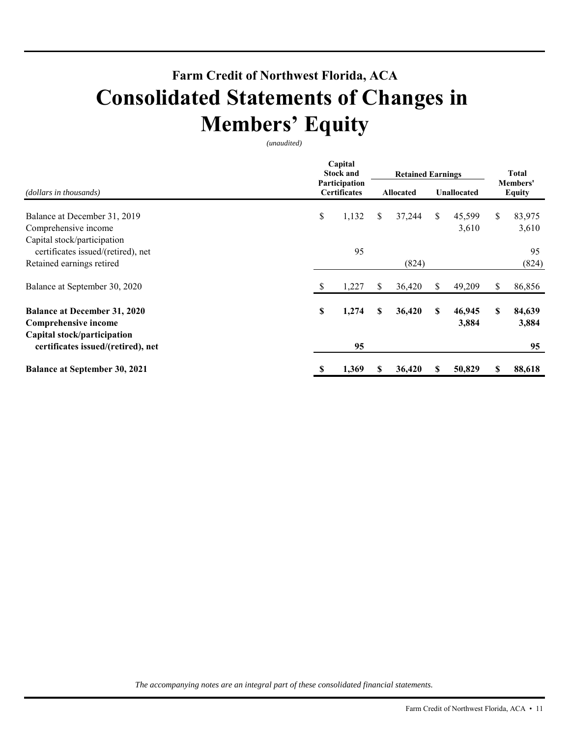## Farm Credit of Northwest Florida, ACA

# Consolidated Statements of Changes in Members' Equity

*(unaudited)*

| *(dollars in thousands)* | Capital Stock and Participation Certificates | Retained Earnings | | Total Members' Equity |
|---|---|---|---|---|
| | | Allocated | Unallocated | |
| Balance at December 31, 2019 | $ 1,132 | $ 37,244 | $ 45,599 | $ 83,975 |
| Comprehensive income | | | 3,610 | 3,610 |
| Capital stock/participation certificates issued/(retired), net | 95 | | | 95 |
| Retained earnings retired | | (824) | | (824) |
| Balance at September 30, 2020 | $ 1,227 | $ 36,420 | $ 49,209 | $ 86,856 |
| **Balance at December 31, 2020** | **$ 1,274** | **$ 36,420** | **$ 46,945** | **$ 84,639** |
| **Comprehensive income** | | | **3,884** | **3,884** |
| **Capital stock/participation certificates issued/(retired), net** | **95** | | | **95** |
| **Balance at September 30, 2021** | **$ 1,369** | **$ 36,420** | **$ 50,829** | **$ 88,618** |

*The accompanying notes are an integral part of these consolidated financial statements.*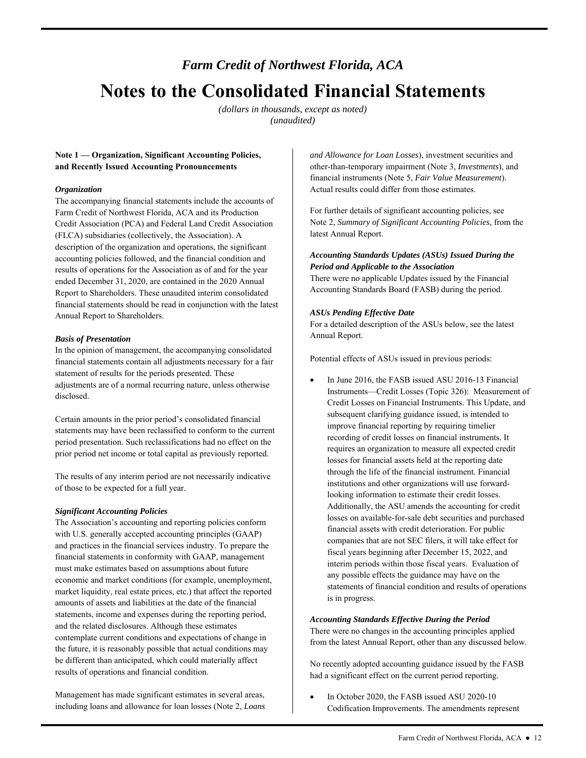# *Farm Credit of Northwest Florida, ACA*

# Notes to the Consolidated Financial Statements

*(dollars in thousands, except as noted)*
*(unaudited)*

**Note 1 — Organization, Significant Accounting Policies, and Recently Issued Accounting Pronouncements**

***Organization***

The accompanying financial statements include the accounts of Farm Credit of Northwest Florida, ACA and its Production Credit Association (PCA) and Federal Land Credit Association (FLCA) subsidiaries (collectively, the Association). A description of the organization and operations, the significant accounting policies followed, and the financial condition and results of operations for the Association as of and for the year ended December 31, 2020, are contained in the 2020 Annual Report to Shareholders. These unaudited interim consolidated financial statements should be read in conjunction with the latest Annual Report to Shareholders.

***Basis of Presentation***

In the opinion of management, the accompanying consolidated financial statements contain all adjustments necessary for a fair statement of results for the periods presented. These adjustments are of a normal recurring nature, unless otherwise disclosed.

Certain amounts in the prior period's consolidated financial statements may have been reclassified to conform to the current period presentation. Such reclassifications had no effect on the prior period net income or total capital as previously reported.

The results of any interim period are not necessarily indicative of those to be expected for a full year.

***Significant Accounting Policies***

The Association's accounting and reporting policies conform with U.S. generally accepted accounting principles (GAAP) and practices in the financial services industry. To prepare the financial statements in conformity with GAAP, management must make estimates based on assumptions about future economic and market conditions (for example, unemployment, market liquidity, real estate prices, etc.) that affect the reported amounts of assets and liabilities at the date of the financial statements, income and expenses during the reporting period, and the related disclosures. Although these estimates contemplate current conditions and expectations of change in the future, it is reasonably possible that actual conditions may be different than anticipated, which could materially affect results of operations and financial condition.

Management has made significant estimates in several areas, including loans and allowance for loan losses (Note 2, *Loans and Allowance for Loan Losses*), investment securities and other-than-temporary impairment (Note 3, *Investments*), and financial instruments (Note 5, *Fair Value Measurement*). Actual results could differ from those estimates.

For further details of significant accounting policies, see Note 2, *Summary of Significant Accounting Policies*, from the latest Annual Report.

***Accounting Standards Updates (ASUs) Issued During the Period and Applicable to the Association***

There were no applicable Updates issued by the Financial Accounting Standards Board (FASB) during the period.

***ASUs Pending Effective Date***

For a detailed description of the ASUs below, see the latest Annual Report.

Potential effects of ASUs issued in previous periods:

- In June 2016, the FASB issued ASU 2016-13 Financial Instruments—Credit Losses (Topic 326): Measurement of Credit Losses on Financial Instruments. This Update, and subsequent clarifying guidance issued, is intended to improve financial reporting by requiring timelier recording of credit losses on financial instruments. It requires an organization to measure all expected credit losses for financial assets held at the reporting date through the life of the financial instrument. Financial institutions and other organizations will use forward-looking information to estimate their credit losses. Additionally, the ASU amends the accounting for credit losses on available-for-sale debt securities and purchased financial assets with credit deterioration. For public companies that are not SEC filers, it will take effect for fiscal years beginning after December 15, 2022, and interim periods within those fiscal years. Evaluation of any possible effects the guidance may have on the statements of financial condition and results of operations is in progress.

***Accounting Standards Effective During the Period***

There were no changes in the accounting principles applied from the latest Annual Report, other than any discussed below.

No recently adopted accounting guidance issued by the FASB had a significant effect on the current period reporting.

- In October 2020, the FASB issued ASU 2020-10 Codification Improvements. The amendments represent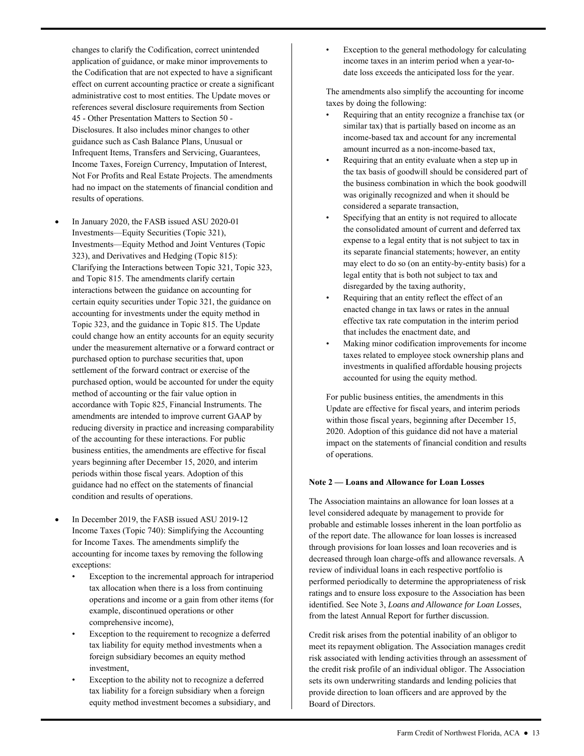changes to clarify the Codification, correct unintended application of guidance, or make minor improvements to the Codification that are not expected to have a significant effect on current accounting practice or create a significant administrative cost to most entities. The Update moves or references several disclosure requirements from Section 45 - Other Presentation Matters to Section 50 - Disclosures. It also includes minor changes to other guidance such as Cash Balance Plans, Unusual or Infrequent Items, Transfers and Servicing, Guarantees, Income Taxes, Foreign Currency, Imputation of Interest, Not For Profits and Real Estate Projects. The amendments had no impact on the statements of financial condition and results of operations.

- In January 2020, the FASB issued ASU 2020-01 Investments—Equity Securities (Topic 321), Investments—Equity Method and Joint Ventures (Topic 323), and Derivatives and Hedging (Topic 815): Clarifying the Interactions between Topic 321, Topic 323, and Topic 815. The amendments clarify certain interactions between the guidance on accounting for certain equity securities under Topic 321, the guidance on accounting for investments under the equity method in Topic 323, and the guidance in Topic 815. The Update could change how an entity accounts for an equity security under the measurement alternative or a forward contract or purchased option to purchase securities that, upon settlement of the forward contract or exercise of the purchased option, would be accounted for under the equity method of accounting or the fair value option in accordance with Topic 825, Financial Instruments. The amendments are intended to improve current GAAP by reducing diversity in practice and increasing comparability of the accounting for these interactions. For public business entities, the amendments are effective for fiscal years beginning after December 15, 2020, and interim periods within those fiscal years. Adoption of this guidance had no effect on the statements of financial condition and results of operations.

- In December 2019, the FASB issued ASU 2019-12 Income Taxes (Topic 740): Simplifying the Accounting for Income Taxes. The amendments simplify the accounting for income taxes by removing the following exceptions:
  - Exception to the incremental approach for intraperiod tax allocation when there is a loss from continuing operations and income or a gain from other items (for example, discontinued operations or other comprehensive income),
  - Exception to the requirement to recognize a deferred tax liability for equity method investments when a foreign subsidiary becomes an equity method investment,
  - Exception to the ability not to recognize a deferred tax liability for a foreign subsidiary when a foreign equity method investment becomes a subsidiary, and
  - Exception to the general methodology for calculating income taxes in an interim period when a year-to-date loss exceeds the anticipated loss for the year.

  The amendments also simplify the accounting for income taxes by doing the following:
  - Requiring that an entity recognize a franchise tax (or similar tax) that is partially based on income as an income-based tax and account for any incremental amount incurred as a non-income-based tax,
  - Requiring that an entity evaluate when a step up in the tax basis of goodwill should be considered part of the business combination in which the book goodwill was originally recognized and when it should be considered a separate transaction,
  - Specifying that an entity is not required to allocate the consolidated amount of current and deferred tax expense to a legal entity that is not subject to tax in its separate financial statements; however, an entity may elect to do so (on an entity-by-entity basis) for a legal entity that is both not subject to tax and disregarded by the taxing authority,
  - Requiring that an entity reflect the effect of an enacted change in tax laws or rates in the annual effective tax rate computation in the interim period that includes the enactment date, and
  - Making minor codification improvements for income taxes related to employee stock ownership plans and investments in qualified affordable housing projects accounted for using the equity method.

  For public business entities, the amendments in this Update are effective for fiscal years, and interim periods within those fiscal years, beginning after December 15, 2020. Adoption of this guidance did not have a material impact on the statements of financial condition and results of operations.

**Note 2 — Loans and Allowance for Loan Losses**

The Association maintains an allowance for loan losses at a level considered adequate by management to provide for probable and estimable losses inherent in the loan portfolio as of the report date. The allowance for loan losses is increased through provisions for loan losses and loan recoveries and is decreased through loan charge-offs and allowance reversals. A review of individual loans in each respective portfolio is performed periodically to determine the appropriateness of risk ratings and to ensure loss exposure to the Association has been identified. See Note 3, *Loans and Allowance for Loan Losses*, from the latest Annual Report for further discussion.

Credit risk arises from the potential inability of an obligor to meet its repayment obligation. The Association manages credit risk associated with lending activities through an assessment of the credit risk profile of an individual obligor. The Association sets its own underwriting standards and lending policies that provide direction to loan officers and are approved by the Board of Directors.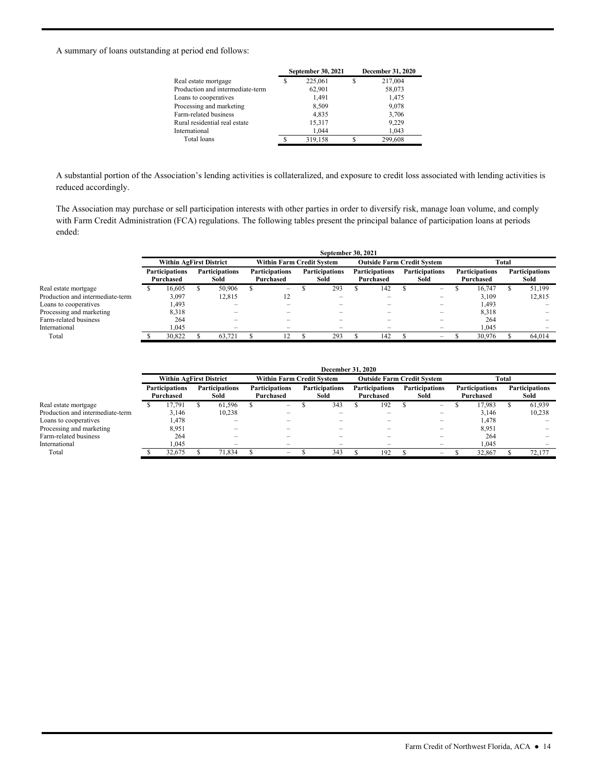A summary of loans outstanding at period end follows:

| | September 30, 2021 | December 31, 2020 |
|---|---|---|
| Real estate mortgage | $ 225,061 | $ 217,004 |
| Production and intermediate-term | 62,901 | 58,073 |
| Loans to cooperatives | 1,491 | 1,475 |
| Processing and marketing | 8,509 | 9,078 |
| Farm-related business | 4,835 | 3,706 |
| Rural residential real estate | 15,317 | 9,229 |
| International | 1,044 | 1,043 |
| Total loans | $ 319,158 | $ 299,608 |

A substantial portion of the Association's lending activities is collateralized, and exposure to credit loss associated with lending activities is reduced accordingly.

The Association may purchase or sell participation interests with other parties in order to diversify risk, manage loan volume, and comply with Farm Credit Administration (FCA) regulations. The following tables present the principal balance of participation loans at periods ended:

| September 30, 2021 | Within AgFirst District | | Within Farm Credit System | | Outside Farm Credit System | | Total | |
|---|---|---|---|---|---|---|---|---|
| | Participations Purchased | Participations Sold | Participations Purchased | Participations Sold | Participations Purchased | Participations Sold | Participations Purchased | Participations Sold |
| Real estate mortgage | $ 16,605 | $ 50,906 | $ – | $ 293 | $ 142 | $ – | $ 16,747 | $ 51,199 |
| Production and intermediate-term | 3,097 | 12,815 | 12 | – | – | – | 3,109 | 12,815 |
| Loans to cooperatives | 1,493 | – | – | – | – | – | 1,493 | – |
| Processing and marketing | 8,318 | – | – | – | – | – | 8,318 | – |
| Farm-related business | 264 | – | – | – | – | – | 264 | – |
| International | 1,045 | – | – | – | – | – | 1,045 | – |
| Total | $ 30,822 | $ 63,721 | $ 12 | $ 293 | $ 142 | $ – | $ 30,976 | $ 64,014 |

| December 31, 2020 | Within AgFirst District | | Within Farm Credit System | | Outside Farm Credit System | | Total | |
|---|---|---|---|---|---|---|---|---|
| | Participations Purchased | Participations Sold | Participations Purchased | Participations Sold | Participations Purchased | Participations Sold | Participations Purchased | Participations Sold |
| Real estate mortgage | $ 17,791 | $ 61,596 | $ – | $ 343 | $ 192 | $ – | $ 17,983 | $ 61,939 |
| Production and intermediate-term | 3,146 | 10,238 | – | – | – | – | 3,146 | 10,238 |
| Loans to cooperatives | 1,478 | – | – | – | – | – | 1,478 | – |
| Processing and marketing | 8,951 | – | – | – | – | – | 8,951 | – |
| Farm-related business | 264 | – | – | – | – | – | 264 | – |
| International | 1,045 | – | – | – | – | – | 1,045 | – |
| Total | $ 32,675 | $ 71,834 | $ – | $ 343 | $ 192 | $ – | $ 32,867 | $ 72,177 |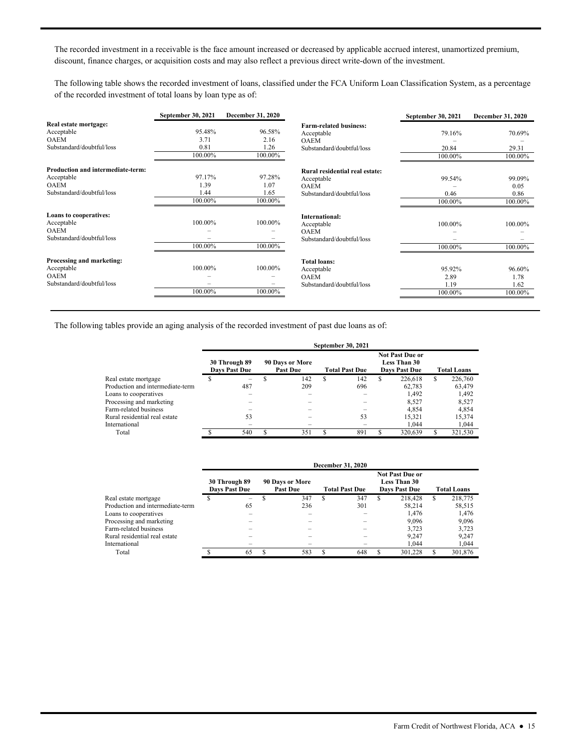The recorded investment in a receivable is the face amount increased or decreased by applicable accrued interest, unamortized premium, discount, finance charges, or acquisition costs and may also reflect a previous direct write-down of the investment.

The following table shows the recorded investment of loans, classified under the FCA Uniform Loan Classification System, as a percentage of the recorded investment of total loans by loan type as of:

| | September 30, 2021 | December 31, 2020 |
|---|---|---|
| **Real estate mortgage:** | | |
| Acceptable | 95.48% | 96.58% |
| OAEM | 3.71 | 2.16 |
| Substandard/doubtful/loss | 0.81 | 1.26 |
| | 100.00% | 100.00% |
| **Production and intermediate-term:** | | |
| Acceptable | 97.17% | 97.28% |
| OAEM | 1.39 | 1.07 |
| Substandard/doubtful/loss | 1.44 | 1.65 |
| | 100.00% | 100.00% |
| **Loans to cooperatives:** | | |
| Acceptable | 100.00% | 100.00% |
| OAEM | – | – |
| Substandard/doubtful/loss | – | – |
| | 100.00% | 100.00% |
| **Processing and marketing:** | | |
| Acceptable | 100.00% | 100.00% |
| OAEM | – | – |
| Substandard/doubtful/loss | – | – |
| | 100.00% | 100.00% |
| **Farm-related business:** | | |
| Acceptable | 79.16% | 70.69% |
| OAEM | – | – |
| Substandard/doubtful/loss | 20.84 | 29.31 |
| | 100.00% | 100.00% |
| **Rural residential real estate:** | | |
| Acceptable | 99.54% | 99.09% |
| OAEM | – | 0.05 |
| Substandard/doubtful/loss | 0.46 | 0.86 |
| | 100.00% | 100.00% |
| **International:** | | |
| Acceptable | 100.00% | 100.00% |
| OAEM | – | – |
| Substandard/doubtful/loss | – | – |
| | 100.00% | 100.00% |
| **Total loans:** | | |
| Acceptable | 95.92% | 96.60% |
| OAEM | 2.89 | 1.78 |
| Substandard/doubtful/loss | 1.19 | 1.62 |
| | 100.00% | 100.00% |

The following tables provide an aging analysis of the recorded investment of past due loans as of:

| | September 30, 2021 | | | | |
|---|---|---|---|---|---|
| | 30 Through 89 Days Past Due | 90 Days or More Past Due | Total Past Due | Not Past Due or Less Than 30 Days Past Due | Total Loans |
| Real estate mortgage | $ – | $ 142 | $ 142 | $ 226,618 | $ 226,760 |
| Production and intermediate-term | 487 | 209 | 696 | 62,783 | 63,479 |
| Loans to cooperatives | – | – | – | 1,492 | 1,492 |
| Processing and marketing | – | – | – | 8,527 | 8,527 |
| Farm-related business | – | – | – | 4,854 | 4,854 |
| Rural residential real estate | 53 | – | 53 | 15,321 | 15,374 |
| International | – | – | – | 1,044 | 1,044 |
| Total | $ 540 | $ 351 | $ 891 | $ 320,639 | $ 321,530 |

| | December 31, 2020 | | | | |
|---|---|---|---|---|---|
| | 30 Through 89 Days Past Due | 90 Days or More Past Due | Total Past Due | Not Past Due or Less Than 30 Days Past Due | Total Loans |
| Real estate mortgage | $ – | $ 347 | $ 347 | $ 218,428 | $ 218,775 |
| Production and intermediate-term | 65 | 236 | 301 | 58,214 | 58,515 |
| Loans to cooperatives | – | – | – | 1,476 | 1,476 |
| Processing and marketing | – | – | – | 9,096 | 9,096 |
| Farm-related business | – | – | – | 3,723 | 3,723 |
| Rural residential real estate | – | – | – | 9,247 | 9,247 |
| International | – | – | – | 1,044 | 1,044 |
| Total | $ 65 | $ 583 | $ 648 | $ 301,228 | $ 301,876 |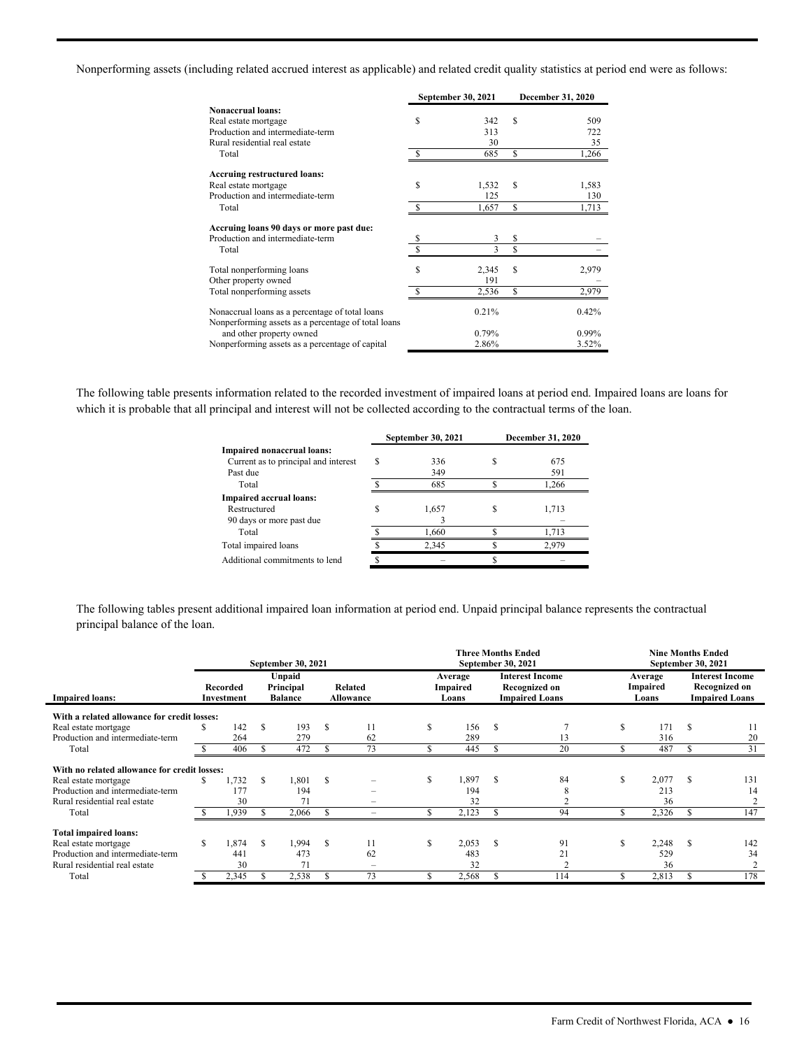Nonperforming assets (including related accrued interest as applicable) and related credit quality statistics at period end were as follows:

| | September 30, 2021 | December 31, 2020 |
|---|---|---|
| **Nonaccrual loans:** | | |
| Real estate mortgage | $ 342 | $ 509 |
| Production and intermediate-term | 313 | 722 |
| Rural residential real estate | 30 | 35 |
| Total | $ 685 | $ 1,266 |
| **Accruing restructured loans:** | | |
| Real estate mortgage | $ 1,532 | $ 1,583 |
| Production and intermediate-term | 125 | 130 |
| Total | $ 1,657 | $ 1,713 |
| **Accruing loans 90 days or more past due:** | | |
| Production and intermediate-term | $ 3 | $ – |
| Total | $ 3 | $ – |
| Total nonperforming loans | $ 2,345 | $ 2,979 |
| Other property owned | 191 | – |
| Total nonperforming assets | $ 2,536 | $ 2,979 |
| Nonaccrual loans as a percentage of total loans | 0.21% | 0.42% |
| Nonperforming assets as a percentage of total loans and other property owned | 0.79% | 0.99% |
| Nonperforming assets as a percentage of capital | 2.86% | 3.52% |

The following table presents information related to the recorded investment of impaired loans at period end. Impaired loans are loans for which it is probable that all principal and interest will not be collected according to the contractual terms of the loan.

| | September 30, 2021 | December 31, 2020 |
|---|---|---|
| **Impaired nonaccrual loans:** | | |
| Current as to principal and interest | $ 336 | $ 675 |
| Past due | 349 | 591 |
| Total | $ 685 | $ 1,266 |
| **Impaired accrual loans:** | | |
| Restructured | $ 1,657 | $ 1,713 |
| 90 days or more past due | 3 | – |
| Total | $ 1,660 | $ 1,713 |
| Total impaired loans | $ 2,345 | $ 2,979 |
| Additional commitments to lend | $ – | $ – |

The following tables present additional impaired loan information at period end. Unpaid principal balance represents the contractual principal balance of the loan.

| | September 30, 2021 | | | Three Months Ended September 30, 2021 | | Nine Months Ended September 30, 2021 | |
|---|---|---|---|---|---|---|---|
| **Impaired loans:** | Recorded Investment | Unpaid Principal Balance | Related Allowance | Average Impaired Loans | Interest Income Recognized on Impaired Loans | Average Impaired Loans | Interest Income Recognized on Impaired Loans |
| **With a related allowance for credit losses:** | | | | | | | |
| Real estate mortgage | $ 142 | $ 193 | $ 11 | $ 156 | $ 7 | $ 171 | $ 11 |
| Production and intermediate-term | 264 | 279 | 62 | 289 | 13 | 316 | 20 |
| Total | $ 406 | $ 472 | $ 73 | $ 445 | $ 20 | $ 487 | $ 31 |
| **With no related allowance for credit losses:** | | | | | | | |
| Real estate mortgage | $ 1,732 | $ 1,801 | $ – | $ 1,897 | $ 84 | $ 2,077 | $ 131 |
| Production and intermediate-term | 177 | 194 | – | 194 | 8 | 213 | 14 |
| Rural residential real estate | 30 | 71 | – | 32 | 2 | 36 | 2 |
| Total | $ 1,939 | $ 2,066 | $ – | $ 2,123 | $ 94 | $ 2,326 | $ 147 |
| **Total impaired loans:** | | | | | | | |
| Real estate mortgage | $ 1,874 | $ 1,994 | $ 11 | $ 2,053 | $ 91 | $ 2,248 | $ 142 |
| Production and intermediate-term | 441 | 473 | 62 | 483 | 21 | 529 | 34 |
| Rural residential real estate | 30 | 71 | – | 32 | 2 | 36 | 2 |
| Total | $ 2,345 | $ 2,538 | $ 73 | $ 2,568 | $ 114 | $ 2,813 | $ 178 |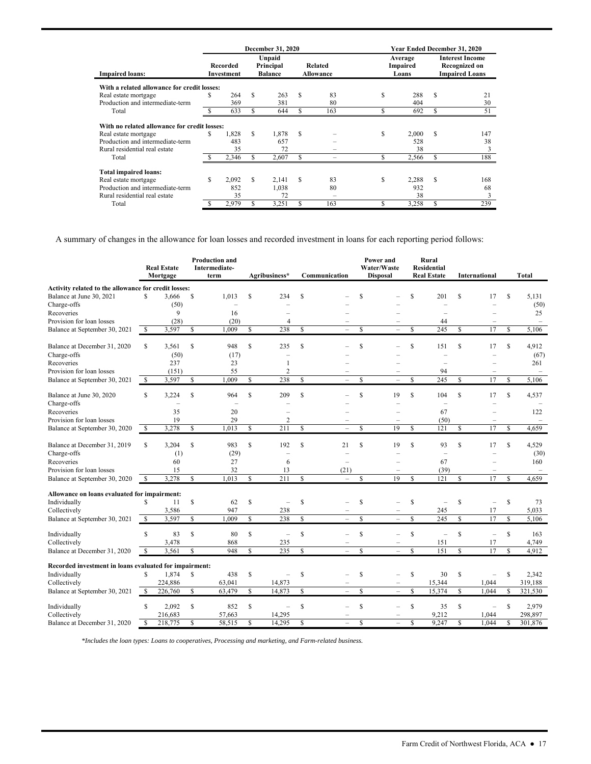| Impaired loans: | December 31, 2020 Recorded Investment | Unpaid Principal Balance | Related Allowance | Year Ended December 31, 2020 Average Impaired Loans | Interest Income Recognized on Impaired Loans |
|---|---|---|---|---|---|
| **With a related allowance for credit losses:** | | | | | |
| Real estate mortgage | $ 264 | $ 263 | $ 83 | $ 288 | $ 21 |
| Production and intermediate-term | 369 | 381 | 80 | 404 | 30 |
| Total | $ 633 | $ 644 | $ 163 | $ 692 | $ 51 |
| **With no related allowance for credit losses:** | | | | | |
| Real estate mortgage | $ 1,828 | $ 1,878 | $ – | $ 2,000 | $ 147 |
| Production and intermediate-term | 483 | 657 | – | 528 | 38 |
| Rural residential real estate | 35 | 72 | – | 38 | 3 |
| Total | $ 2,346 | $ 2,607 | $ – | $ 2,566 | $ 188 |
| **Total impaired loans:** | | | | | |
| Real estate mortgage | $ 2,092 | $ 2,141 | $ 83 | $ 2,288 | $ 168 |
| Production and intermediate-term | 852 | 1,038 | 80 | 932 | 68 |
| Rural residential real estate | 35 | 72 | – | 38 | 3 |
| Total | $ 2,979 | $ 3,251 | $ 163 | $ 3,258 | $ 239 |

A summary of changes in the allowance for loan losses and recorded investment in loans for each reporting period follows:

| | Real Estate Mortgage | Production and Intermediate-term | Agribusiness* | Communication | Power and Water/Waste Disposal | Rural Residential Real Estate | International | Total |
|---|---|---|---|---|---|---|---|---|
| **Activity related to the allowance for credit losses:** | | | | | | | | |
| Balance at June 30, 2021 | $ 3,666 | $ 1,013 | $ 234 | $ – | $ – | $ 201 | $ 17 | $ 5,131 |
| Charge-offs | (50) | – | – | – | – | – | – | (50) |
| Recoveries | 9 | 16 | – | – | – | – | – | 25 |
| Provision for loan losses | (28) | (20) | 4 | – | – | 44 | – | – |
| Balance at September 30, 2021 | $ 3,597 | $ 1,009 | $ 238 | $ – | $ – | $ 245 | $ 17 | $ 5,106 |
| Balance at December 31, 2020 | $ 3,561 | $ 948 | $ 235 | $ – | $ – | $ 151 | $ 17 | $ 4,912 |
| Charge-offs | (50) | (17) | – | – | – | – | – | (67) |
| Recoveries | 237 | 23 | 1 | – | – | – | – | 261 |
| Provision for loan losses | (151) | 55 | 2 | – | – | 94 | – | – |
| Balance at September 30, 2021 | $ 3,597 | $ 1,009 | $ 238 | $ – | $ – | $ 245 | $ 17 | $ 5,106 |
| Balance at June 30, 2020 | $ 3,224 | $ 964 | $ 209 | $ – | $ 19 | $ 104 | $ 17 | $ 4,537 |
| Charge-offs | – | – | – | – | – | – | – | – |
| Recoveries | 35 | 20 | – | – | – | 67 | – | 122 |
| Provision for loan losses | 19 | 29 | 2 | – | – | (50) | – | – |
| Balance at September 30, 2020 | $ 3,278 | $ 1,013 | $ 211 | $ – | $ 19 | $ 121 | $ 17 | $ 4,659 |
| Balance at December 31, 2019 | $ 3,204 | $ 983 | $ 192 | $ 21 | $ 19 | $ 93 | $ 17 | $ 4,529 |
| Charge-offs | (1) | (29) | – | – | – | – | – | (30) |
| Recoveries | 60 | 27 | 6 | – | – | 67 | – | 160 |
| Provision for loan losses | 15 | 32 | 13 | (21) | – | (39) | – | – |
| Balance at September 30, 2020 | $ 3,278 | $ 1,013 | $ 211 | $ – | $ 19 | $ 121 | $ 17 | $ 4,659 |
| **Allowance on loans evaluated for impairment:** | | | | | | | | |
| Individually | $ 11 | $ 62 | $ – | $ – | $ – | $ – | $ – | $ 73 |
| Collectively | 3,586 | 947 | 238 | – | – | 245 | 17 | 5,033 |
| Balance at September 30, 2021 | $ 3,597 | $ 1,009 | $ 238 | $ – | $ – | $ 245 | $ 17 | $ 5,106 |
| Individually | $ 83 | $ 80 | $ – | $ – | $ – | $ – | $ – | $ 163 |
| Collectively | 3,478 | 868 | 235 | – | – | 151 | 17 | 4,749 |
| Balance at December 31, 2020 | $ 3,561 | $ 948 | $ 235 | $ – | $ – | $ 151 | $ 17 | $ 4,912 |
| **Recorded investment in loans evaluated for impairment:** | | | | | | | | |
| Individually | $ 1,874 | $ 438 | $ – | $ – | $ – | $ 30 | $ – | $ 2,342 |
| Collectively | 224,886 | 63,041 | 14,873 | – | – | 15,344 | 1,044 | 319,188 |
| Balance at September 30, 2021 | $ 226,760 | $ 63,479 | $ 14,873 | $ – | $ – | $ 15,374 | $ 1,044 | $ 321,530 |
| Individually | $ 2,092 | $ 852 | $ – | $ – | $ – | $ 35 | $ – | $ 2,979 |
| Collectively | 216,683 | 57,663 | 14,295 | – | – | 9,212 | 1,044 | 298,897 |
| Balance at December 31, 2020 | $ 218,775 | $ 58,515 | $ 14,295 | $ – | $ – | $ 9,247 | $ 1,044 | $ 301,876 |

*\*Includes the loan types: Loans to cooperatives, Processing and marketing, and Farm-related business.*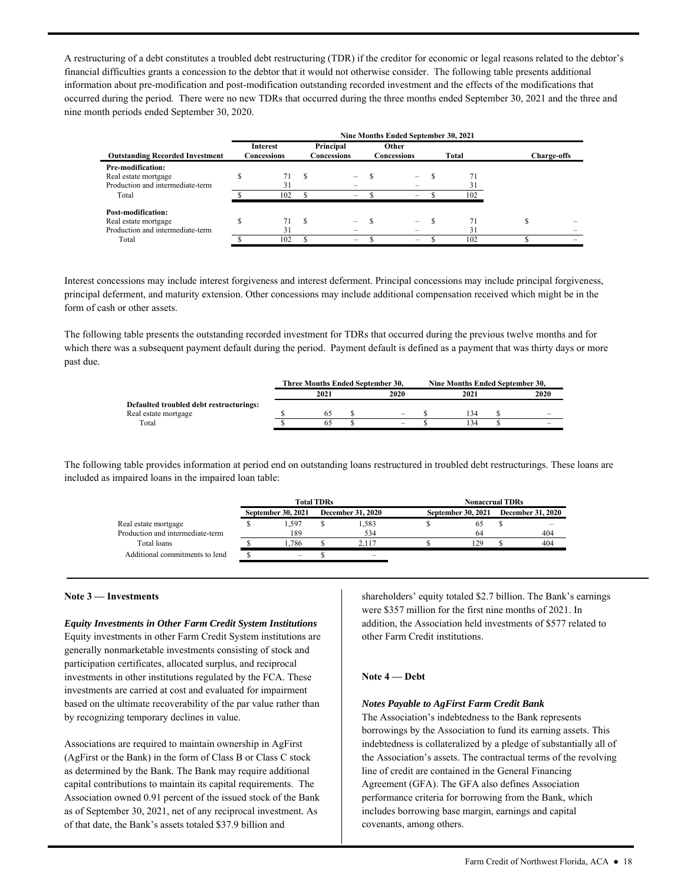A restructuring of a debt constitutes a troubled debt restructuring (TDR) if the creditor for economic or legal reasons related to the debtor's financial difficulties grants a concession to the debtor that it would not otherwise consider. The following table presents additional information about pre-modification and post-modification outstanding recorded investment and the effects of the modifications that occurred during the period. There were no new TDRs that occurred during the three months ended September 30, 2021 and the three and nine month periods ended September 30, 2020.

| | Nine Months Ended September 30, 2021 | | | | |
|---|---|---|---|---|---|
| **Outstanding Recorded Investment** | **Interest Concessions** | **Principal Concessions** | **Other Concessions** | **Total** | **Charge-offs** |
| **Pre-modification:** | | | | | |
| Real estate mortgage | $ 71 | $ – | $ – | $ 71 | |
| Production and intermediate-term | 31 | – | – | 31 | |
| Total | $ 102 | $ – | $ – | $ 102 | |
| **Post-modification:** | | | | | |
| Real estate mortgage | $ 71 | $ – | $ – | $ 71 | $ – |
| Production and intermediate-term | 31 | – | – | 31 | – |
| Total | $ 102 | $ – | $ – | $ 102 | $ – |

Interest concessions may include interest forgiveness and interest deferment. Principal concessions may include principal forgiveness, principal deferment, and maturity extension. Other concessions may include additional compensation received which might be in the form of cash or other assets.

The following table presents the outstanding recorded investment for TDRs that occurred during the previous twelve months and for which there was a subsequent payment default during the period. Payment default is defined as a payment that was thirty days or more past due.

| | Three Months Ended September 30, | | Nine Months Ended September 30, | |
|---|---|---|---|---|
| | **2021** | **2020** | **2021** | **2020** |
| **Defaulted troubled debt restructurings:** | | | | |
| Real estate mortgage | $ 65 | $ – | $ 134 | $ – |
| Total | $ 65 | $ – | $ 134 | $ – |

The following table provides information at period end on outstanding loans restructured in troubled debt restructurings. These loans are included as impaired loans in the impaired loan table:

| | Total TDRs | | Nonaccrual TDRs | |
|---|---|---|---|---|
| | **September 30, 2021** | **December 31, 2020** | **September 30, 2021** | **December 31, 2020** |
| Real estate mortgage | $ 1,597 | $ 1,583 | $ 65 | $ – |
| Production and intermediate-term | 189 | 534 | 64 | 404 |
| Total loans | $ 1,786 | $ 2,117 | $ 129 | $ 404 |
| Additional commitments to lend | $ – | $ – | | |

## Note 3 — Investments

***Equity Investments in Other Farm Credit System Institutions***

Equity investments in other Farm Credit System institutions are generally nonmarketable investments consisting of stock and participation certificates, allocated surplus, and reciprocal investments in other institutions regulated by the FCA. These investments are carried at cost and evaluated for impairment based on the ultimate recoverability of the par value rather than by recognizing temporary declines in value.

Associations are required to maintain ownership in AgFirst (AgFirst or the Bank) in the form of Class B or Class C stock as determined by the Bank. The Bank may require additional capital contributions to maintain its capital requirements. The Association owned 0.91 percent of the issued stock of the Bank as of September 30, 2021, net of any reciprocal investment. As of that date, the Bank's assets totaled $37.9 billion and shareholders' equity totaled $2.7 billion. The Bank's earnings were $357 million for the first nine months of 2021. In addition, the Association held investments of $577 related to other Farm Credit institutions.

## Note 4 — Debt

***Notes Payable to AgFirst Farm Credit Bank***

The Association's indebtedness to the Bank represents borrowings by the Association to fund its earning assets. This indebtedness is collateralized by a pledge of substantially all of the Association's assets. The contractual terms of the revolving line of credit are contained in the General Financing Agreement (GFA). The GFA also defines Association performance criteria for borrowing from the Bank, which includes borrowing base margin, earnings and capital covenants, among others.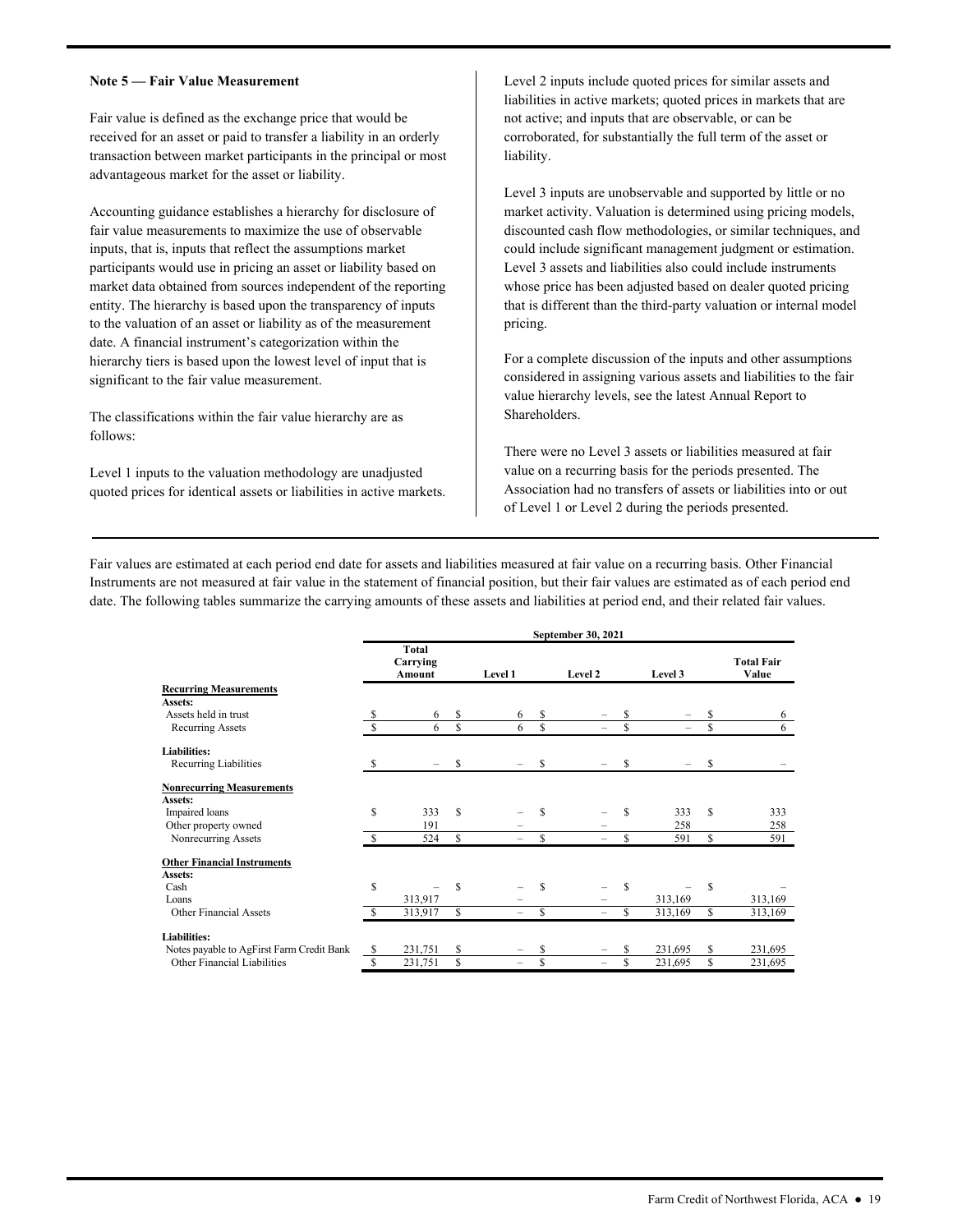## Note 5 — Fair Value Measurement

Fair value is defined as the exchange price that would be received for an asset or paid to transfer a liability in an orderly transaction between market participants in the principal or most advantageous market for the asset or liability.

Accounting guidance establishes a hierarchy for disclosure of fair value measurements to maximize the use of observable inputs, that is, inputs that reflect the assumptions market participants would use in pricing an asset or liability based on market data obtained from sources independent of the reporting entity. The hierarchy is based upon the transparency of inputs to the valuation of an asset or liability as of the measurement date. A financial instrument's categorization within the hierarchy tiers is based upon the lowest level of input that is significant to the fair value measurement.

The classifications within the fair value hierarchy are as follows:

Level 1 inputs to the valuation methodology are unadjusted quoted prices for identical assets or liabilities in active markets.

Level 2 inputs include quoted prices for similar assets and liabilities in active markets; quoted prices in markets that are not active; and inputs that are observable, or can be corroborated, for substantially the full term of the asset or liability.

Level 3 inputs are unobservable and supported by little or no market activity. Valuation is determined using pricing models, discounted cash flow methodologies, or similar techniques, and could include significant management judgment or estimation. Level 3 assets and liabilities also could include instruments whose price has been adjusted based on dealer quoted pricing that is different than the third-party valuation or internal model pricing.

For a complete discussion of the inputs and other assumptions considered in assigning various assets and liabilities to the fair value hierarchy levels, see the latest Annual Report to Shareholders.

There were no Level 3 assets or liabilities measured at fair value on a recurring basis for the periods presented. The Association had no transfers of assets or liabilities into or out of Level 1 or Level 2 during the periods presented.

Fair values are estimated at each period end date for assets and liabilities measured at fair value on a recurring basis. Other Financial Instruments are not measured at fair value in the statement of financial position, but their fair values are estimated as of each period end date. The following tables summarize the carrying amounts of these assets and liabilities at period end, and their related fair values.

| | September 30, 2021 | | | | |
|---|---|---|---|---|---|
| | Total Carrying Amount | Level 1 | Level 2 | Level 3 | Total Fair Value |
| **Recurring Measurements** | | | | | |
| **Assets:** | | | | | |
| Assets held in trust | $ 6 | $ 6 | $ – | $ – | $ 6 |
| Recurring Assets | $ 6 | $ 6 | $ – | $ – | $ 6 |
| **Liabilities:** | | | | | |
| Recurring Liabilities | $ – | $ – | $ – | $ – | $ – |
| **Nonrecurring Measurements** | | | | | |
| **Assets:** | | | | | |
| Impaired loans | $ 333 | $ – | $ – | $ 333 | $ 333 |
| Other property owned | 191 | – | – | 258 | 258 |
| Nonrecurring Assets | $ 524 | $ – | $ – | $ 591 | $ 591 |
| **Other Financial Instruments** | | | | | |
| **Assets:** | | | | | |
| Cash | $ – | $ – | $ – | $ – | $ – |
| Loans | 313,917 | – | – | 313,169 | 313,169 |
| Other Financial Assets | $ 313,917 | $ – | $ – | $ 313,169 | $ 313,169 |
| **Liabilities:** | | | | | |
| Notes payable to AgFirst Farm Credit Bank | $ 231,751 | $ – | $ – | $ 231,695 | $ 231,695 |
| Other Financial Liabilities | $ 231,751 | $ – | $ – | $ 231,695 | $ 231,695 |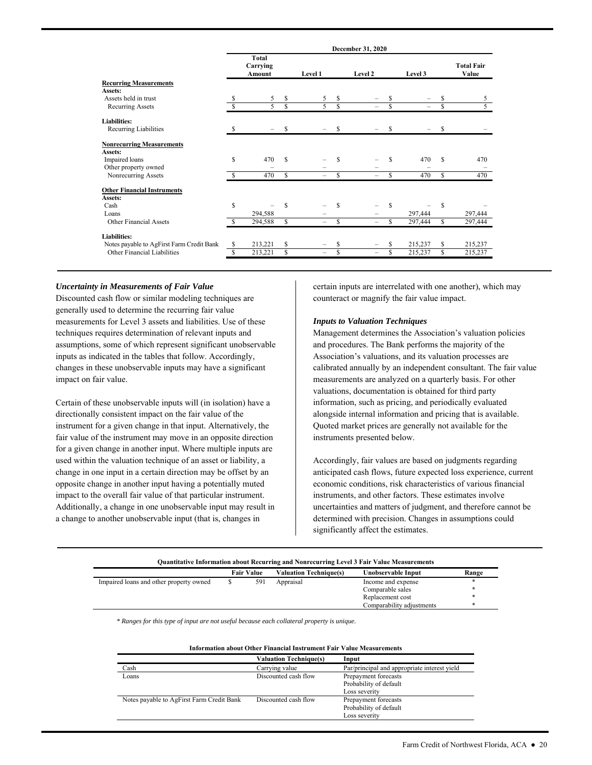| | December 31, 2020 | | | | |
|---|---|---|---|---|---|
| | Total Carrying Amount | Level 1 | Level 2 | Level 3 | Total Fair Value |
| **Recurring Measurements** | | | | | |
| **Assets:** | | | | | |
| Assets held in trust | $ 5 | $ 5 | $ – | $ – | $ 5 |
| Recurring Assets | $ 5 | $ 5 | $ – | $ – | $ 5 |
| **Liabilities:** | | | | | |
| Recurring Liabilities | $ – | $ – | $ – | $ – | $ – |
| **Nonrecurring Measurements** | | | | | |
| **Assets:** | | | | | |
| Impaired loans | $ 470 | $ – | $ – | $ 470 | $ 470 |
| Other property owned | – | – | – | – | – |
| Nonrecurring Assets | $ 470 | $ – | $ – | $ 470 | $ 470 |
| **Other Financial Instruments** | | | | | |
| **Assets:** | | | | | |
| Cash | $ – | $ – | $ – | $ – | $ – |
| Loans | 294,588 | – | – | 297,444 | 297,444 |
| Other Financial Assets | $ 294,588 | $ – | $ – | $ 297,444 | $ 297,444 |
| **Liabilities:** | | | | | |
| Notes payable to AgFirst Farm Credit Bank | $ 213,221 | $ – | $ – | $ 215,237 | $ 215,237 |
| Other Financial Liabilities | $ 213,221 | $ – | $ – | $ 215,237 | $ 215,237 |

***Uncertainty in Measurements of Fair Value***

Discounted cash flow or similar modeling techniques are generally used to determine the recurring fair value measurements for Level 3 assets and liabilities. Use of these techniques requires determination of relevant inputs and assumptions, some of which represent significant unobservable inputs as indicated in the tables that follow. Accordingly, changes in these unobservable inputs may have a significant impact on fair value.

Certain of these unobservable inputs will (in isolation) have a directionally consistent impact on the fair value of the instrument for a given change in that input. Alternatively, the fair value of the instrument may move in an opposite direction for a given change in another input. Where multiple inputs are used within the valuation technique of an asset or liability, a change in one input in a certain direction may be offset by an opposite change in another input having a potentially muted impact to the overall fair value of that particular instrument. Additionally, a change in one unobservable input may result in a change to another unobservable input (that is, changes in certain inputs are interrelated with one another), which may counteract or magnify the fair value impact.

***Inputs to Valuation Techniques***

Management determines the Association's valuation policies and procedures. The Bank performs the majority of the Association's valuations, and its valuation processes are calibrated annually by an independent consultant. The fair value measurements are analyzed on a quarterly basis. For other valuations, documentation is obtained for third party information, such as pricing, and periodically evaluated alongside internal information and pricing that is available. Quoted market prices are generally not available for the instruments presented below.

Accordingly, fair values are based on judgments regarding anticipated cash flows, future expected loss experience, current economic conditions, risk characteristics of various financial instruments, and other factors. These estimates involve uncertainties and matters of judgment, and therefore cannot be determined with precision. Changes in assumptions could significantly affect the estimates.

**Quantitative Information about Recurring and Nonrecurring Level 3 Fair Value Measurements**

| | Fair Value | Valuation Technique(s) | Unobservable Input | Range |
|---|---|---|---|---|
| Impaired loans and other property owned | $ 591 | Appraisal | Income and expense | * |
| | | | Comparable sales | * |
| | | | Replacement cost | * |
| | | | Comparability adjustments | * |

*\* Ranges for this type of input are not useful because each collateral property is unique.*

**Information about Other Financial Instrument Fair Value Measurements**

| | Valuation Technique(s) | Input |
|---|---|---|
| Cash | Carrying value | Par/principal and appropriate interest yield |
| Loans | Discounted cash flow | Prepayment forecasts<br>Probability of default<br>Loss severity |
| Notes payable to AgFirst Farm Credit Bank | Discounted cash flow | Prepayment forecasts<br>Probability of default<br>Loss severity |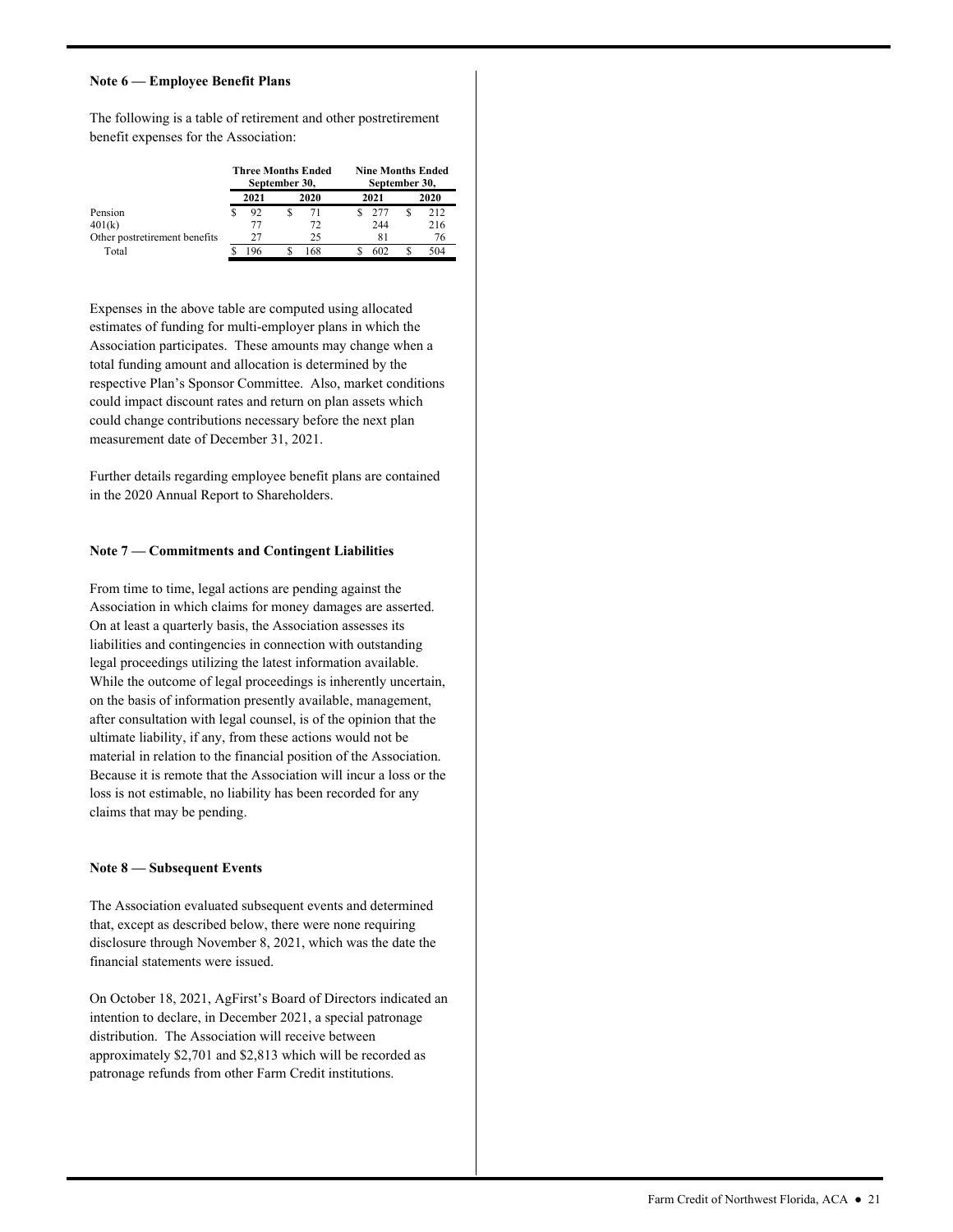**Note 6 — Employee Benefit Plans**

The following is a table of retirement and other postretirement benefit expenses for the Association:

| | Three Months Ended September 30, | | Nine Months Ended September 30, | |
|---|---|---|---|---|
| | 2021 | 2020 | 2021 | 2020 |
| Pension | $ 92 | $ 71 | $ 277 | $ 212 |
| 401(k) | 77 | 72 | 244 | 216 |
| Other postretirement benefits | 27 | 25 | 81 | 76 |
| Total | $ 196 | $ 168 | $ 602 | $ 504 |

Expenses in the above table are computed using allocated estimates of funding for multi-employer plans in which the Association participates. These amounts may change when a total funding amount and allocation is determined by the respective Plan's Sponsor Committee. Also, market conditions could impact discount rates and return on plan assets which could change contributions necessary before the next plan measurement date of December 31, 2021.

Further details regarding employee benefit plans are contained in the 2020 Annual Report to Shareholders.

**Note 7 — Commitments and Contingent Liabilities**

From time to time, legal actions are pending against the Association in which claims for money damages are asserted. On at least a quarterly basis, the Association assesses its liabilities and contingencies in connection with outstanding legal proceedings utilizing the latest information available. While the outcome of legal proceedings is inherently uncertain, on the basis of information presently available, management, after consultation with legal counsel, is of the opinion that the ultimate liability, if any, from these actions would not be material in relation to the financial position of the Association. Because it is remote that the Association will incur a loss or the loss is not estimable, no liability has been recorded for any claims that may be pending.

**Note 8 — Subsequent Events**

The Association evaluated subsequent events and determined that, except as described below, there were none requiring disclosure through November 8, 2021, which was the date the financial statements were issued.

On October 18, 2021, AgFirst's Board of Directors indicated an intention to declare, in December 2021, a special patronage distribution. The Association will receive between approximately $2,701 and $2,813 which will be recorded as patronage refunds from other Farm Credit institutions.